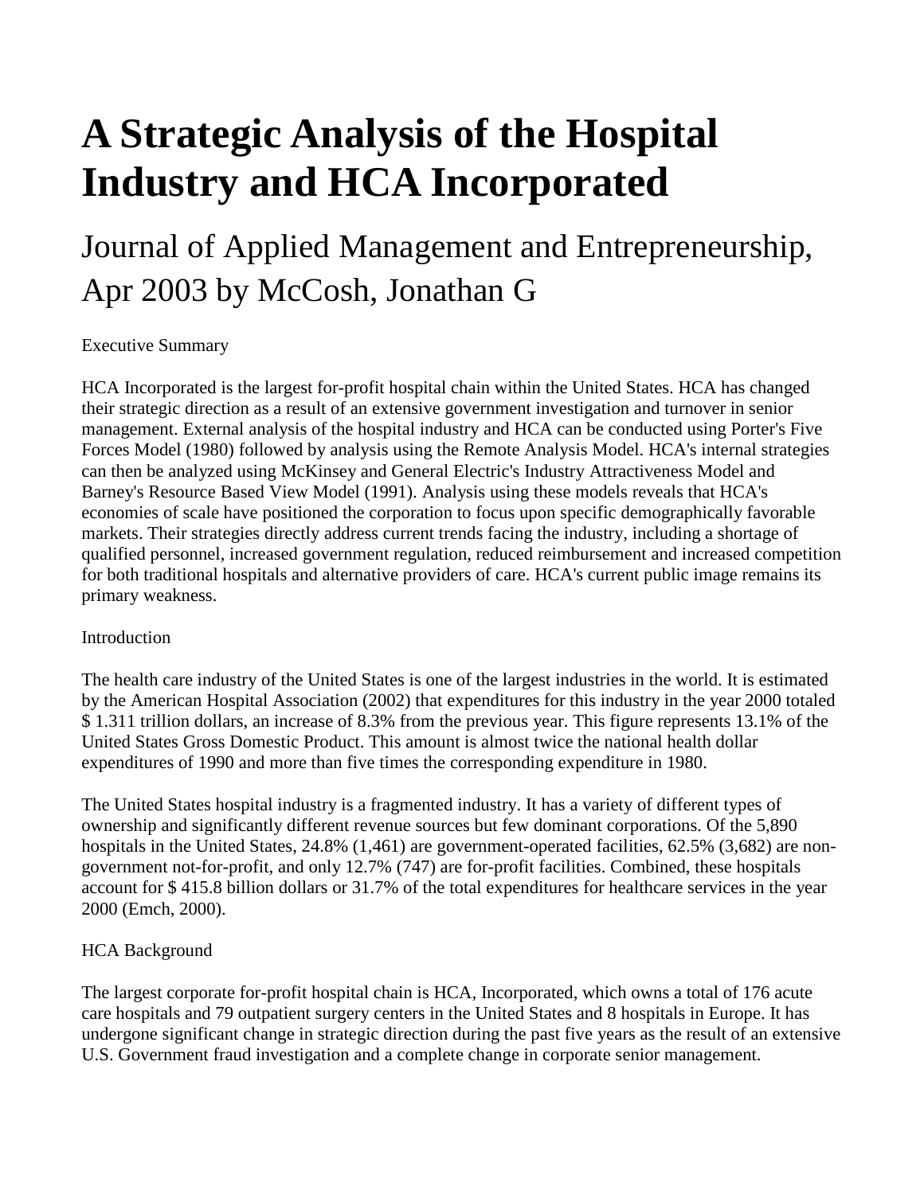# A Strategic Analysis of the Hospital Industry and HCA Incorporated

## Journal of Applied Management and Entrepreneurship, Apr 2003 by McCosh, Jonathan G

Executive Summary

HCA Incorporated is the largest for-profit hospital chain within the United States. HCA has changed their strategic direction as a result of an extensive government investigation and turnover in senior management. External analysis of the hospital industry and HCA can be conducted using Porter's Five Forces Model (1980) followed by analysis using the Remote Analysis Model. HCA's internal strategies can then be analyzed using McKinsey and General Electric's Industry Attractiveness Model and Barney's Resource Based View Model (1991). Analysis using these models reveals that HCA's economies of scale have positioned the corporation to focus upon specific demographically favorable markets. Their strategies directly address current trends facing the industry, including a shortage of qualified personnel, increased government regulation, reduced reimbursement and increased competition for both traditional hospitals and alternative providers of care. HCA's current public image remains its primary weakness.

Introduction

The health care industry of the United States is one of the largest industries in the world. It is estimated by the American Hospital Association (2002) that expenditures for this industry in the year 2000 totaled $ 1.311 trillion dollars, an increase of 8.3% from the previous year. This figure represents 13.1% of the United States Gross Domestic Product. This amount is almost twice the national health dollar expenditures of 1990 and more than five times the corresponding expenditure in 1980.

The United States hospital industry is a fragmented industry. It has a variety of different types of ownership and significantly different revenue sources but few dominant corporations. Of the 5,890 hospitals in the United States, 24.8% (1,461) are government-operated facilities, 62.5% (3,682) are non-government not-for-profit, and only 12.7% (747) are for-profit facilities. Combined, these hospitals account for $ 415.8 billion dollars or 31.7% of the total expenditures for healthcare services in the year 2000 (Emch, 2000).

HCA Background

The largest corporate for-profit hospital chain is HCA, Incorporated, which owns a total of 176 acute care hospitals and 79 outpatient surgery centers in the United States and 8 hospitals in Europe. It has undergone significant change in strategic direction during the past five years as the result of an extensive U.S. Government fraud investigation and a complete change in corporate senior management.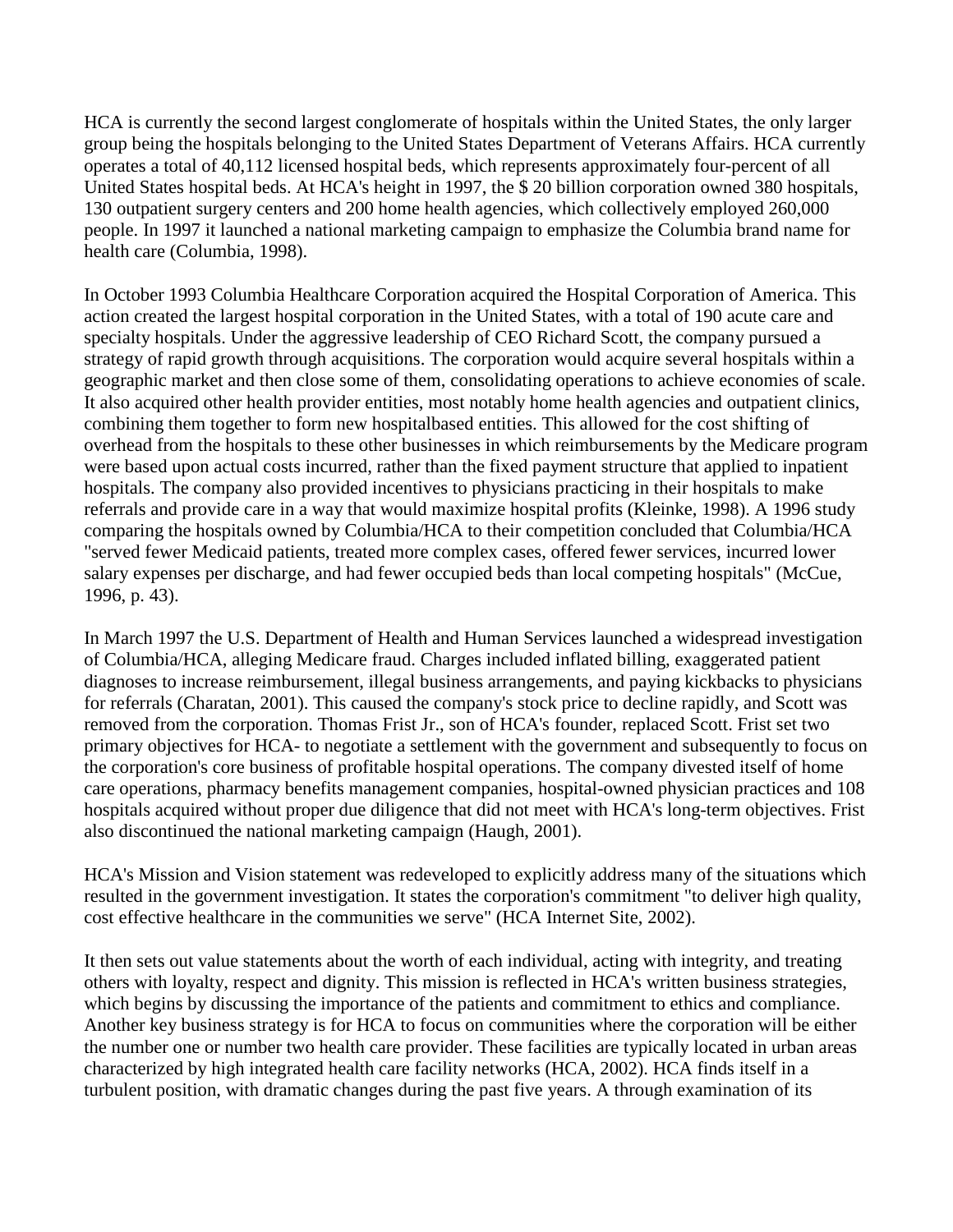HCA is currently the second largest conglomerate of hospitals within the United States, the only larger group being the hospitals belonging to the United States Department of Veterans Affairs. HCA currently operates a total of 40,112 licensed hospital beds, which represents approximately four-percent of all United States hospital beds. At HCA's height in 1997, the $ 20 billion corporation owned 380 hospitals, 130 outpatient surgery centers and 200 home health agencies, which collectively employed 260,000 people. In 1997 it launched a national marketing campaign to emphasize the Columbia brand name for health care (Columbia, 1998).

In October 1993 Columbia Healthcare Corporation acquired the Hospital Corporation of America. This action created the largest hospital corporation in the United States, with a total of 190 acute care and specialty hospitals. Under the aggressive leadership of CEO Richard Scott, the company pursued a strategy of rapid growth through acquisitions. The corporation would acquire several hospitals within a geographic market and then close some of them, consolidating operations to achieve economies of scale. It also acquired other health provider entities, most notably home health agencies and outpatient clinics, combining them together to form new hospitalbased entities. This allowed for the cost shifting of overhead from the hospitals to these other businesses in which reimbursements by the Medicare program were based upon actual costs incurred, rather than the fixed payment structure that applied to inpatient hospitals. The company also provided incentives to physicians practicing in their hospitals to make referrals and provide care in a way that would maximize hospital profits (Kleinke, 1998). A 1996 study comparing the hospitals owned by Columbia/HCA to their competition concluded that Columbia/HCA "served fewer Medicaid patients, treated more complex cases, offered fewer services, incurred lower salary expenses per discharge, and had fewer occupied beds than local competing hospitals" (McCue, 1996, p. 43).

In March 1997 the U.S. Department of Health and Human Services launched a widespread investigation of Columbia/HCA, alleging Medicare fraud. Charges included inflated billing, exaggerated patient diagnoses to increase reimbursement, illegal business arrangements, and paying kickbacks to physicians for referrals (Charatan, 2001). This caused the company's stock price to decline rapidly, and Scott was removed from the corporation. Thomas Frist Jr., son of HCA's founder, replaced Scott. Frist set two primary objectives for HCA- to negotiate a settlement with the government and subsequently to focus on the corporation's core business of profitable hospital operations. The company divested itself of home care operations, pharmacy benefits management companies, hospital-owned physician practices and 108 hospitals acquired without proper due diligence that did not meet with HCA's long-term objectives. Frist also discontinued the national marketing campaign (Haugh, 2001).

HCA's Mission and Vision statement was redeveloped to explicitly address many of the situations which resulted in the government investigation. It states the corporation's commitment "to deliver high quality, cost effective healthcare in the communities we serve" (HCA Internet Site, 2002).

It then sets out value statements about the worth of each individual, acting with integrity, and treating others with loyalty, respect and dignity. This mission is reflected in HCA's written business strategies, which begins by discussing the importance of the patients and commitment to ethics and compliance. Another key business strategy is for HCA to focus on communities where the corporation will be either the number one or number two health care provider. These facilities are typically located in urban areas characterized by high integrated health care facility networks (HCA, 2002). HCA finds itself in a turbulent position, with dramatic changes during the past five years. A through examination of its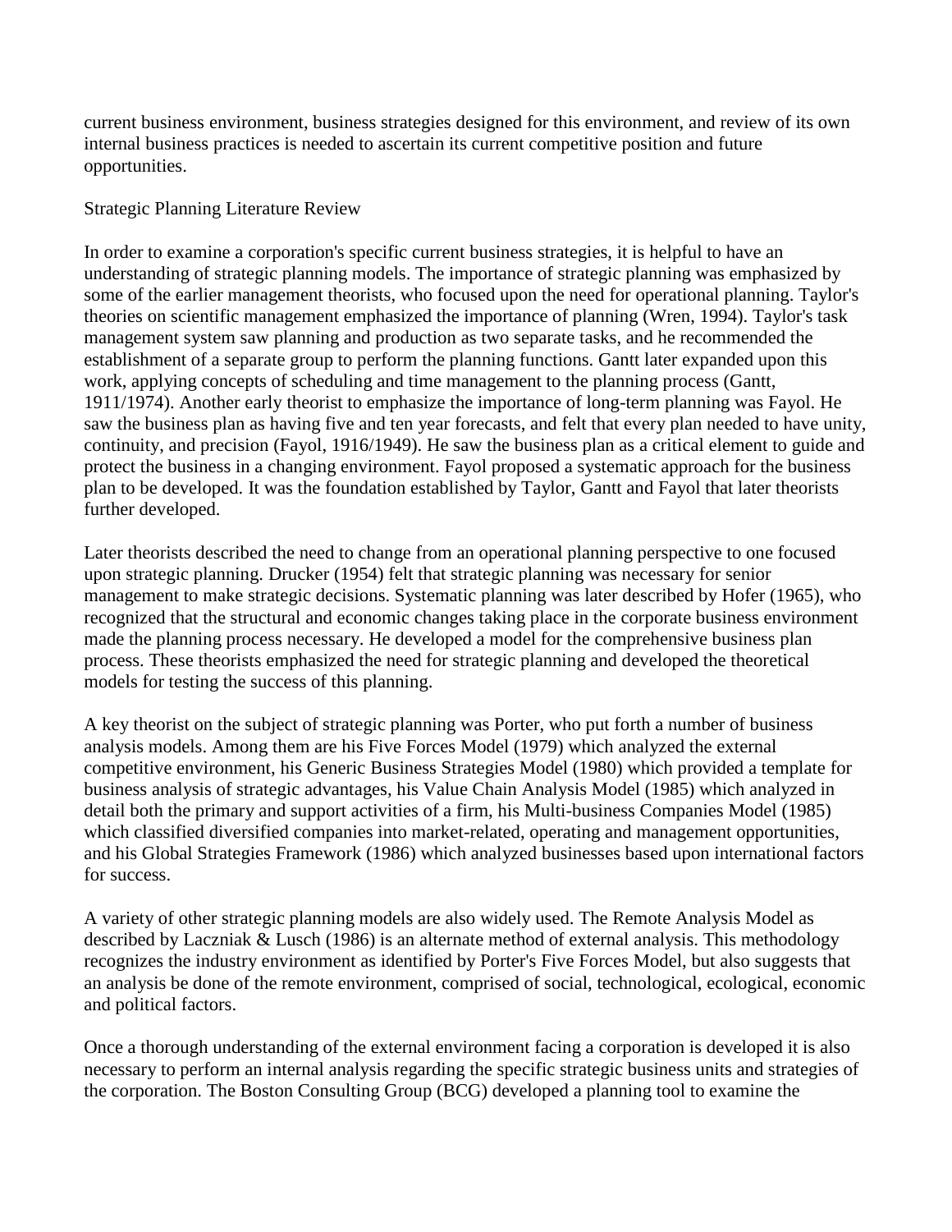current business environment, business strategies designed for this environment, and review of its own internal business practices is needed to ascertain its current competitive position and future opportunities.

## Strategic Planning Literature Review

In order to examine a corporation's specific current business strategies, it is helpful to have an understanding of strategic planning models. The importance of strategic planning was emphasized by some of the earlier management theorists, who focused upon the need for operational planning. Taylor's theories on scientific management emphasized the importance of planning (Wren, 1994). Taylor's task management system saw planning and production as two separate tasks, and he recommended the establishment of a separate group to perform the planning functions. Gantt later expanded upon this work, applying concepts of scheduling and time management to the planning process (Gantt, 1911/1974). Another early theorist to emphasize the importance of long-term planning was Fayol. He saw the business plan as having five and ten year forecasts, and felt that every plan needed to have unity, continuity, and precision (Fayol, 1916/1949). He saw the business plan as a critical element to guide and protect the business in a changing environment. Fayol proposed a systematic approach for the business plan to be developed. It was the foundation established by Taylor, Gantt and Fayol that later theorists further developed.

Later theorists described the need to change from an operational planning perspective to one focused upon strategic planning. Drucker (1954) felt that strategic planning was necessary for senior management to make strategic decisions. Systematic planning was later described by Hofer (1965), who recognized that the structural and economic changes taking place in the corporate business environment made the planning process necessary. He developed a model for the comprehensive business plan process. These theorists emphasized the need for strategic planning and developed the theoretical models for testing the success of this planning.

A key theorist on the subject of strategic planning was Porter, who put forth a number of business analysis models. Among them are his Five Forces Model (1979) which analyzed the external competitive environment, his Generic Business Strategies Model (1980) which provided a template for business analysis of strategic advantages, his Value Chain Analysis Model (1985) which analyzed in detail both the primary and support activities of a firm, his Multi-business Companies Model (1985) which classified diversified companies into market-related, operating and management opportunities, and his Global Strategies Framework (1986) which analyzed businesses based upon international factors for success.

A variety of other strategic planning models are also widely used. The Remote Analysis Model as described by Laczniak & Lusch (1986) is an alternate method of external analysis. This methodology recognizes the industry environment as identified by Porter's Five Forces Model, but also suggests that an analysis be done of the remote environment, comprised of social, technological, ecological, economic and political factors.

Once a thorough understanding of the external environment facing a corporation is developed it is also necessary to perform an internal analysis regarding the specific strategic business units and strategies of the corporation. The Boston Consulting Group (BCG) developed a planning tool to examine the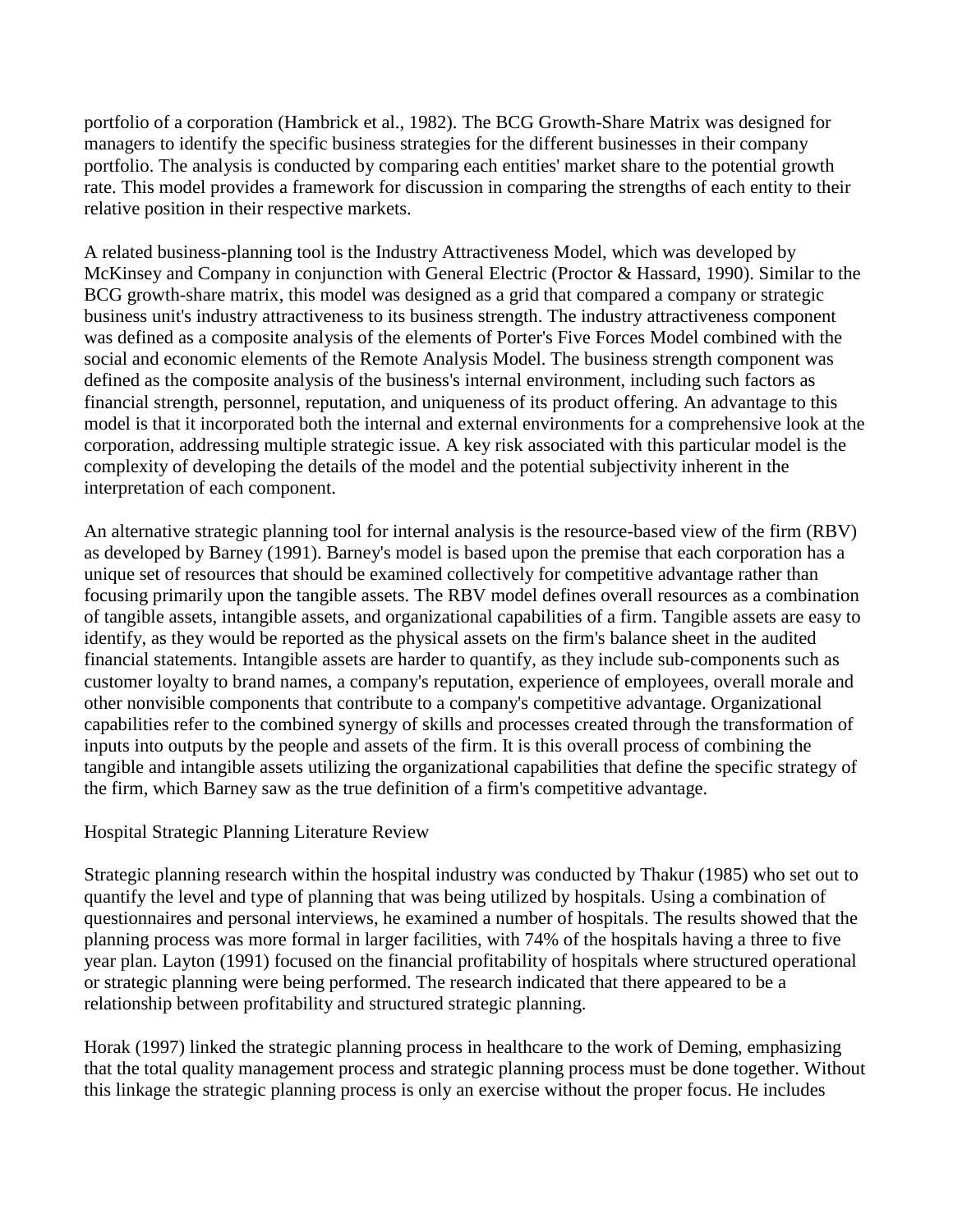portfolio of a corporation (Hambrick et al., 1982). The BCG Growth-Share Matrix was designed for managers to identify the specific business strategies for the different businesses in their company portfolio. The analysis is conducted by comparing each entities' market share to the potential growth rate. This model provides a framework for discussion in comparing the strengths of each entity to their relative position in their respective markets.

A related business-planning tool is the Industry Attractiveness Model, which was developed by McKinsey and Company in conjunction with General Electric (Proctor & Hassard, 1990). Similar to the BCG growth-share matrix, this model was designed as a grid that compared a company or strategic business unit's industry attractiveness to its business strength. The industry attractiveness component was defined as a composite analysis of the elements of Porter's Five Forces Model combined with the social and economic elements of the Remote Analysis Model. The business strength component was defined as the composite analysis of the business's internal environment, including such factors as financial strength, personnel, reputation, and uniqueness of its product offering. An advantage to this model is that it incorporated both the internal and external environments for a comprehensive look at the corporation, addressing multiple strategic issue. A key risk associated with this particular model is the complexity of developing the details of the model and the potential subjectivity inherent in the interpretation of each component.

An alternative strategic planning tool for internal analysis is the resource-based view of the firm (RBV) as developed by Barney (1991). Barney's model is based upon the premise that each corporation has a unique set of resources that should be examined collectively for competitive advantage rather than focusing primarily upon the tangible assets. The RBV model defines overall resources as a combination of tangible assets, intangible assets, and organizational capabilities of a firm. Tangible assets are easy to identify, as they would be reported as the physical assets on the firm's balance sheet in the audited financial statements. Intangible assets are harder to quantify, as they include sub-components such as customer loyalty to brand names, a company's reputation, experience of employees, overall morale and other nonvisible components that contribute to a company's competitive advantage. Organizational capabilities refer to the combined synergy of skills and processes created through the transformation of inputs into outputs by the people and assets of the firm. It is this overall process of combining the tangible and intangible assets utilizing the organizational capabilities that define the specific strategy of the firm, which Barney saw as the true definition of a firm's competitive advantage.

## Hospital Strategic Planning Literature Review

Strategic planning research within the hospital industry was conducted by Thakur (1985) who set out to quantify the level and type of planning that was being utilized by hospitals. Using a combination of questionnaires and personal interviews, he examined a number of hospitals. The results showed that the planning process was more formal in larger facilities, with 74% of the hospitals having a three to five year plan. Layton (1991) focused on the financial profitability of hospitals where structured operational or strategic planning were being performed. The research indicated that there appeared to be a relationship between profitability and structured strategic planning.

Horak (1997) linked the strategic planning process in healthcare to the work of Deming, emphasizing that the total quality management process and strategic planning process must be done together. Without this linkage the strategic planning process is only an exercise without the proper focus. He includes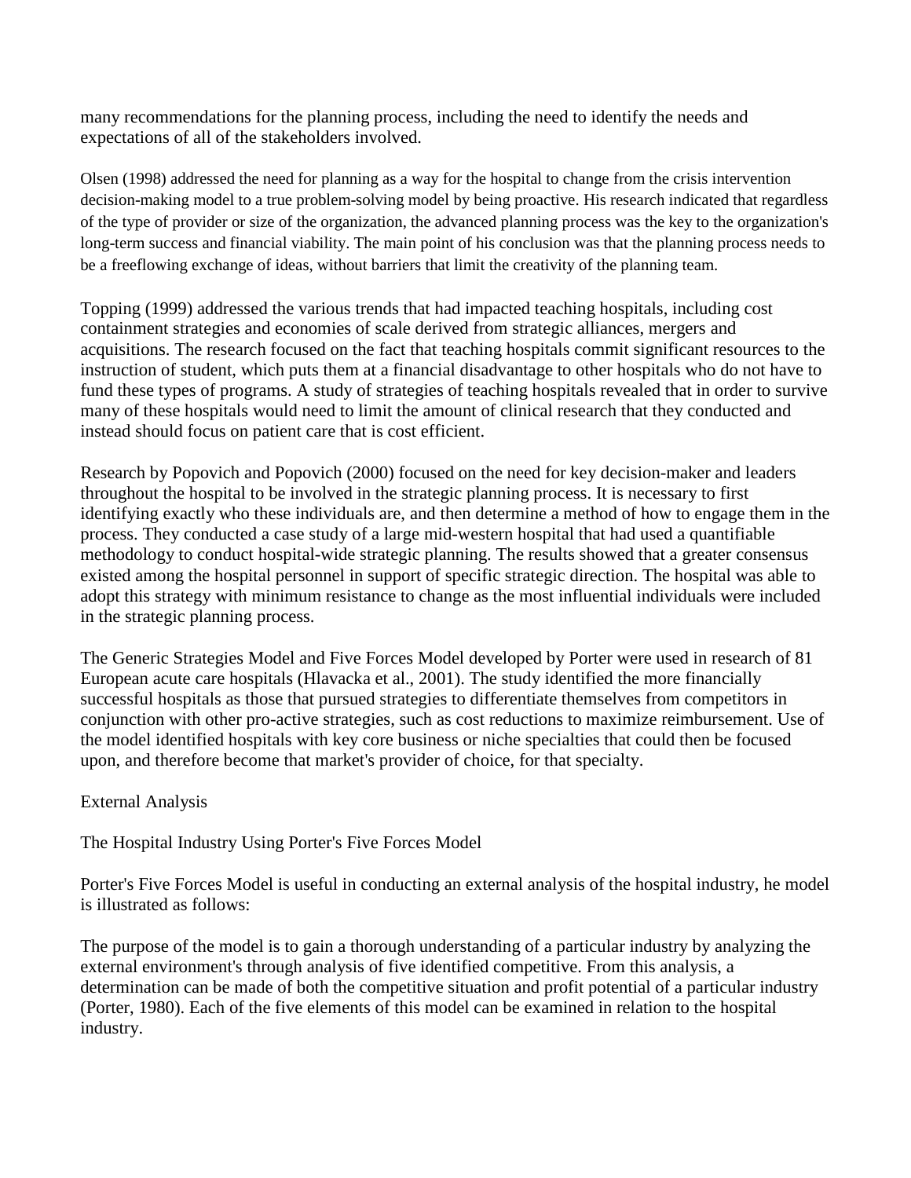many recommendations for the planning process, including the need to identify the needs and expectations of all of the stakeholders involved.

Olsen (1998) addressed the need for planning as a way for the hospital to change from the crisis intervention decision-making model to a true problem-solving model by being proactive. His research indicated that regardless of the type of provider or size of the organization, the advanced planning process was the key to the organization's long-term success and financial viability. The main point of his conclusion was that the planning process needs to be a freeflowing exchange of ideas, without barriers that limit the creativity of the planning team.

Topping (1999) addressed the various trends that had impacted teaching hospitals, including cost containment strategies and economies of scale derived from strategic alliances, mergers and acquisitions. The research focused on the fact that teaching hospitals commit significant resources to the instruction of student, which puts them at a financial disadvantage to other hospitals who do not have to fund these types of programs. A study of strategies of teaching hospitals revealed that in order to survive many of these hospitals would need to limit the amount of clinical research that they conducted and instead should focus on patient care that is cost efficient.

Research by Popovich and Popovich (2000) focused on the need for key decision-maker and leaders throughout the hospital to be involved in the strategic planning process. It is necessary to first identifying exactly who these individuals are, and then determine a method of how to engage them in the process. They conducted a case study of a large mid-western hospital that had used a quantifiable methodology to conduct hospital-wide strategic planning. The results showed that a greater consensus existed among the hospital personnel in support of specific strategic direction. The hospital was able to adopt this strategy with minimum resistance to change as the most influential individuals were included in the strategic planning process.

The Generic Strategies Model and Five Forces Model developed by Porter were used in research of 81 European acute care hospitals (Hlavacka et al., 2001). The study identified the more financially successful hospitals as those that pursued strategies to differentiate themselves from competitors in conjunction with other pro-active strategies, such as cost reductions to maximize reimbursement. Use of the model identified hospitals with key core business or niche specialties that could then be focused upon, and therefore become that market's provider of choice, for that specialty.

## External Analysis

### The Hospital Industry Using Porter's Five Forces Model

Porter's Five Forces Model is useful in conducting an external analysis of the hospital industry, he model is illustrated as follows:

The purpose of the model is to gain a thorough understanding of a particular industry by analyzing the external environment's through analysis of five identified competitive. From this analysis, a determination can be made of both the competitive situation and profit potential of a particular industry (Porter, 1980). Each of the five elements of this model can be examined in relation to the hospital industry.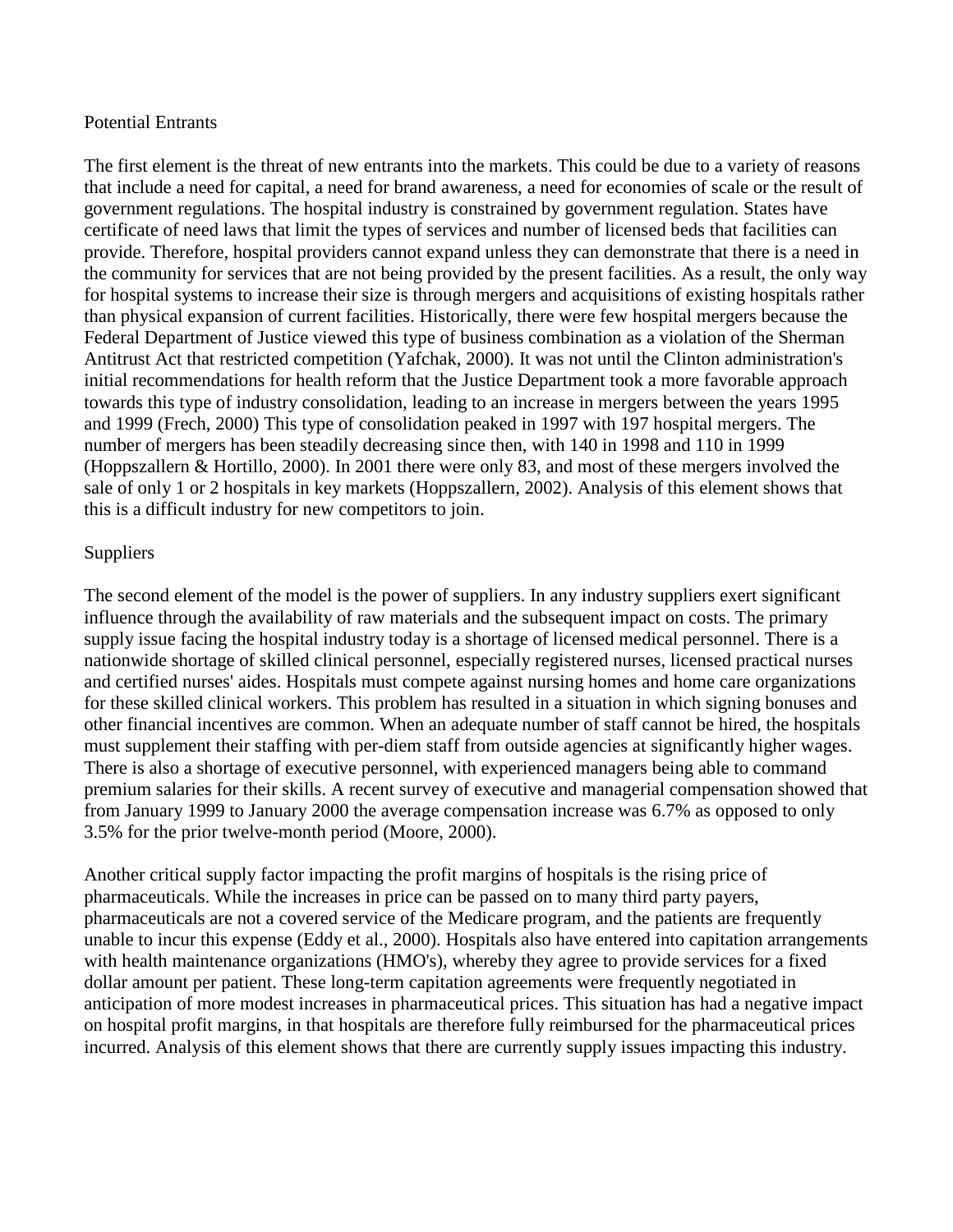## Potential Entrants

The first element is the threat of new entrants into the markets. This could be due to a variety of reasons that include a need for capital, a need for brand awareness, a need for economies of scale or the result of government regulations. The hospital industry is constrained by government regulation. States have certificate of need laws that limit the types of services and number of licensed beds that facilities can provide. Therefore, hospital providers cannot expand unless they can demonstrate that there is a need in the community for services that are not being provided by the present facilities. As a result, the only way for hospital systems to increase their size is through mergers and acquisitions of existing hospitals rather than physical expansion of current facilities. Historically, there were few hospital mergers because the Federal Department of Justice viewed this type of business combination as a violation of the Sherman Antitrust Act that restricted competition (Yafchak, 2000). It was not until the Clinton administration's initial recommendations for health reform that the Justice Department took a more favorable approach towards this type of industry consolidation, leading to an increase in mergers between the years 1995 and 1999 (Frech, 2000) This type of consolidation peaked in 1997 with 197 hospital mergers. The number of mergers has been steadily decreasing since then, with 140 in 1998 and 110 in 1999 (Hoppszallern & Hortillo, 2000). In 2001 there were only 83, and most of these mergers involved the sale of only 1 or 2 hospitals in key markets (Hoppszallern, 2002). Analysis of this element shows that this is a difficult industry for new competitors to join.

## Suppliers

The second element of the model is the power of suppliers. In any industry suppliers exert significant influence through the availability of raw materials and the subsequent impact on costs. The primary supply issue facing the hospital industry today is a shortage of licensed medical personnel. There is a nationwide shortage of skilled clinical personnel, especially registered nurses, licensed practical nurses and certified nurses' aides. Hospitals must compete against nursing homes and home care organizations for these skilled clinical workers. This problem has resulted in a situation in which signing bonuses and other financial incentives are common. When an adequate number of staff cannot be hired, the hospitals must supplement their staffing with per-diem staff from outside agencies at significantly higher wages. There is also a shortage of executive personnel, with experienced managers being able to command premium salaries for their skills. A recent survey of executive and managerial compensation showed that from January 1999 to January 2000 the average compensation increase was 6.7% as opposed to only 3.5% for the prior twelve-month period (Moore, 2000).

Another critical supply factor impacting the profit margins of hospitals is the rising price of pharmaceuticals. While the increases in price can be passed on to many third party payers, pharmaceuticals are not a covered service of the Medicare program, and the patients are frequently unable to incur this expense (Eddy et al., 2000). Hospitals also have entered into capitation arrangements with health maintenance organizations (HMO's), whereby they agree to provide services for a fixed dollar amount per patient. These long-term capitation agreements were frequently negotiated in anticipation of more modest increases in pharmaceutical prices. This situation has had a negative impact on hospital profit margins, in that hospitals are therefore fully reimbursed for the pharmaceutical prices incurred. Analysis of this element shows that there are currently supply issues impacting this industry.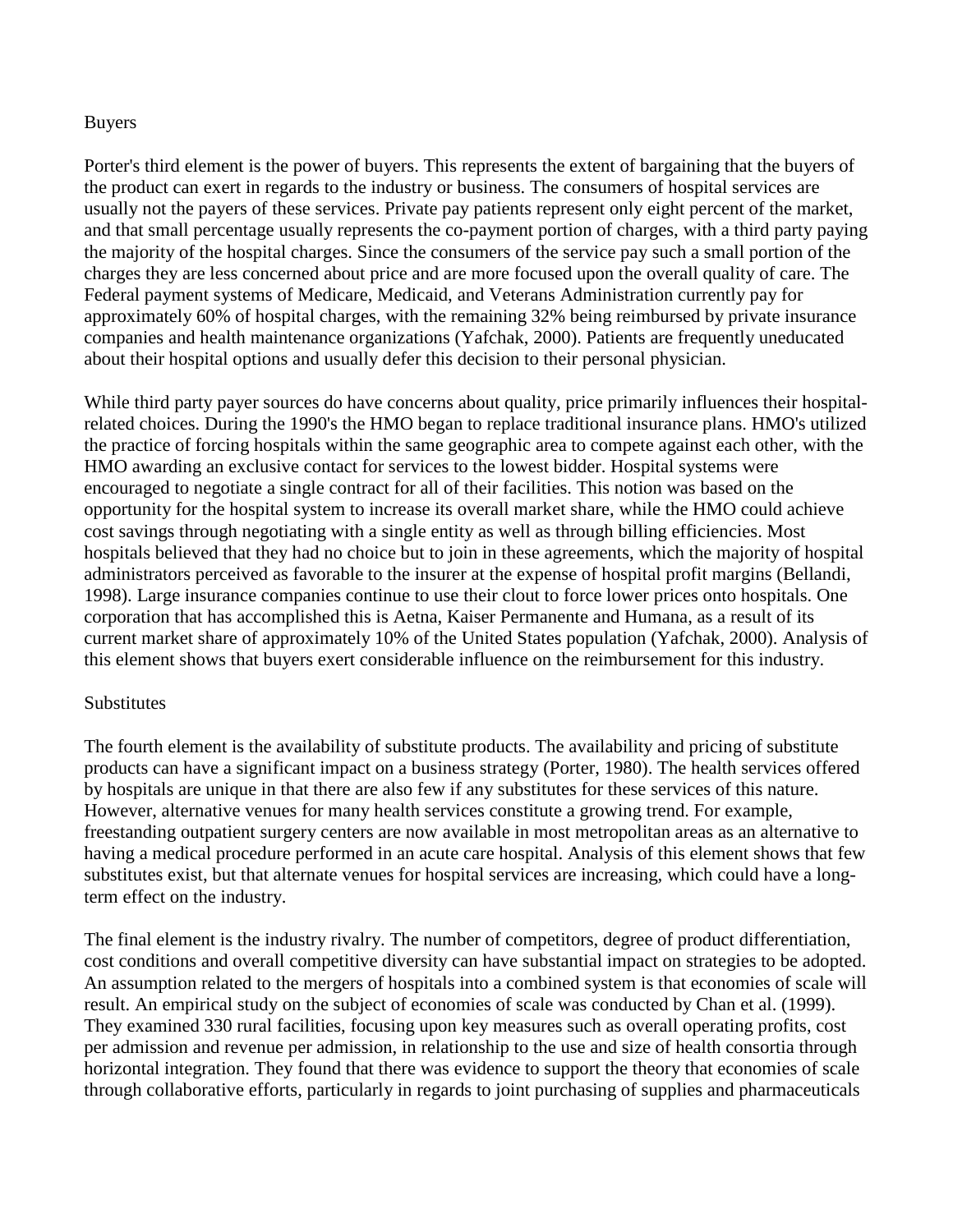## Buyers

Porter's third element is the power of buyers. This represents the extent of bargaining that the buyers of the product can exert in regards to the industry or business. The consumers of hospital services are usually not the payers of these services. Private pay patients represent only eight percent of the market, and that small percentage usually represents the co-payment portion of charges, with a third party paying the majority of the hospital charges. Since the consumers of the service pay such a small portion of the charges they are less concerned about price and are more focused upon the overall quality of care. The Federal payment systems of Medicare, Medicaid, and Veterans Administration currently pay for approximately 60% of hospital charges, with the remaining 32% being reimbursed by private insurance companies and health maintenance organizations (Yafchak, 2000). Patients are frequently uneducated about their hospital options and usually defer this decision to their personal physician.

While third party payer sources do have concerns about quality, price primarily influences their hospital-related choices. During the 1990's the HMO began to replace traditional insurance plans. HMO's utilized the practice of forcing hospitals within the same geographic area to compete against each other, with the HMO awarding an exclusive contact for services to the lowest bidder. Hospital systems were encouraged to negotiate a single contract for all of their facilities. This notion was based on the opportunity for the hospital system to increase its overall market share, while the HMO could achieve cost savings through negotiating with a single entity as well as through billing efficiencies. Most hospitals believed that they had no choice but to join in these agreements, which the majority of hospital administrators perceived as favorable to the insurer at the expense of hospital profit margins (Bellandi, 1998). Large insurance companies continue to use their clout to force lower prices onto hospitals. One corporation that has accomplished this is Aetna, Kaiser Permanente and Humana, as a result of its current market share of approximately 10% of the United States population (Yafchak, 2000). Analysis of this element shows that buyers exert considerable influence on the reimbursement for this industry.

## Substitutes

The fourth element is the availability of substitute products. The availability and pricing of substitute products can have a significant impact on a business strategy (Porter, 1980). The health services offered by hospitals are unique in that there are also few if any substitutes for these services of this nature. However, alternative venues for many health services constitute a growing trend. For example, freestanding outpatient surgery centers are now available in most metropolitan areas as an alternative to having a medical procedure performed in an acute care hospital. Analysis of this element shows that few substitutes exist, but that alternate venues for hospital services are increasing, which could have a long-term effect on the industry.

The final element is the industry rivalry. The number of competitors, degree of product differentiation, cost conditions and overall competitive diversity can have substantial impact on strategies to be adopted. An assumption related to the mergers of hospitals into a combined system is that economies of scale will result. An empirical study on the subject of economies of scale was conducted by Chan et al. (1999). They examined 330 rural facilities, focusing upon key measures such as overall operating profits, cost per admission and revenue per admission, in relationship to the use and size of health consortia through horizontal integration. They found that there was evidence to support the theory that economies of scale through collaborative efforts, particularly in regards to joint purchasing of supplies and pharmaceuticals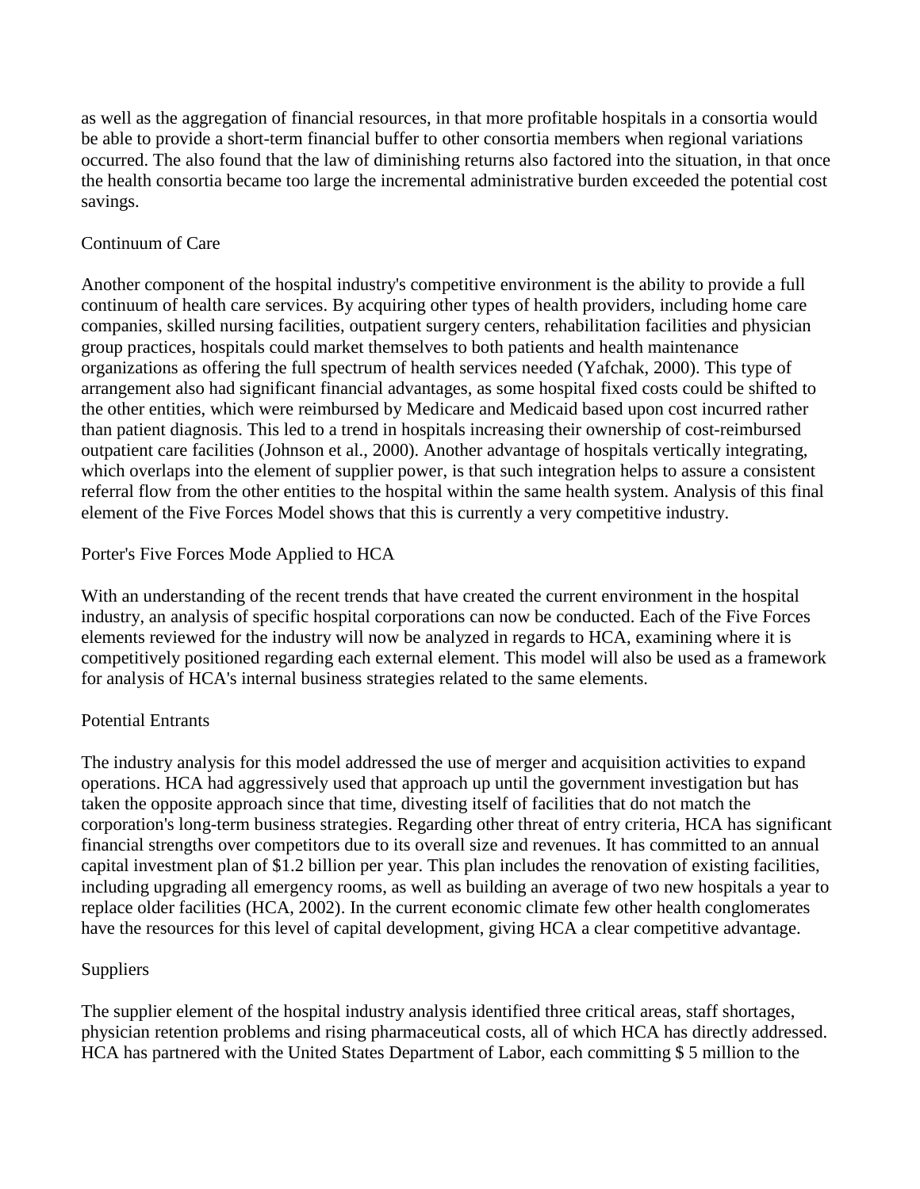as well as the aggregation of financial resources, in that more profitable hospitals in a consortia would be able to provide a short-term financial buffer to other consortia members when regional variations occurred. The also found that the law of diminishing returns also factored into the situation, in that once the health consortia became too large the incremental administrative burden exceeded the potential cost savings.

## Continuum of Care

Another component of the hospital industry's competitive environment is the ability to provide a full continuum of health care services. By acquiring other types of health providers, including home care companies, skilled nursing facilities, outpatient surgery centers, rehabilitation facilities and physician group practices, hospitals could market themselves to both patients and health maintenance organizations as offering the full spectrum of health services needed (Yafchak, 2000). This type of arrangement also had significant financial advantages, as some hospital fixed costs could be shifted to the other entities, which were reimbursed by Medicare and Medicaid based upon cost incurred rather than patient diagnosis. This led to a trend in hospitals increasing their ownership of cost-reimbursed outpatient care facilities (Johnson et al., 2000). Another advantage of hospitals vertically integrating, which overlaps into the element of supplier power, is that such integration helps to assure a consistent referral flow from the other entities to the hospital within the same health system. Analysis of this final element of the Five Forces Model shows that this is currently a very competitive industry.

## Porter's Five Forces Mode Applied to HCA

With an understanding of the recent trends that have created the current environment in the hospital industry, an analysis of specific hospital corporations can now be conducted. Each of the Five Forces elements reviewed for the industry will now be analyzed in regards to HCA, examining where it is competitively positioned regarding each external element. This model will also be used as a framework for analysis of HCA's internal business strategies related to the same elements.

## Potential Entrants

The industry analysis for this model addressed the use of merger and acquisition activities to expand operations. HCA had aggressively used that approach up until the government investigation but has taken the opposite approach since that time, divesting itself of facilities that do not match the corporation's long-term business strategies. Regarding other threat of entry criteria, HCA has significant financial strengths over competitors due to its overall size and revenues. It has committed to an annual capital investment plan of $1.2 billion per year. This plan includes the renovation of existing facilities, including upgrading all emergency rooms, as well as building an average of two new hospitals a year to replace older facilities (HCA, 2002). In the current economic climate few other health conglomerates have the resources for this level of capital development, giving HCA a clear competitive advantage.

## Suppliers

The supplier element of the hospital industry analysis identified three critical areas, staff shortages, physician retention problems and rising pharmaceutical costs, all of which HCA has directly addressed. HCA has partnered with the United States Department of Labor, each committing $ 5 million to the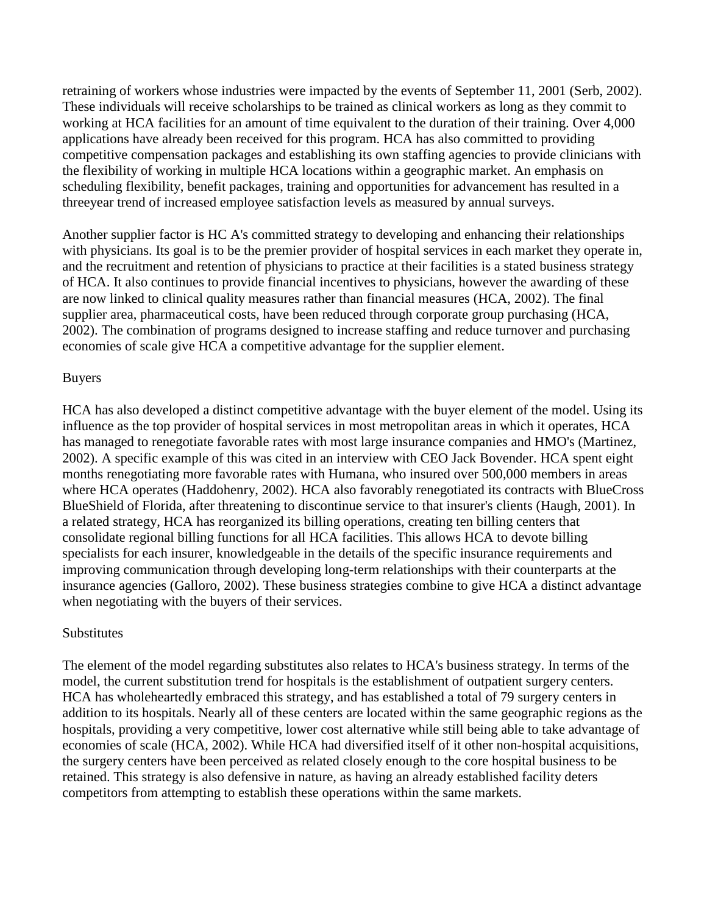retraining of workers whose industries were impacted by the events of September 11, 2001 (Serb, 2002). These individuals will receive scholarships to be trained as clinical workers as long as they commit to working at HCA facilities for an amount of time equivalent to the duration of their training. Over 4,000 applications have already been received for this program. HCA has also committed to providing competitive compensation packages and establishing its own staffing agencies to provide clinicians with the flexibility of working in multiple HCA locations within a geographic market. An emphasis on scheduling flexibility, benefit packages, training and opportunities for advancement has resulted in a threeyear trend of increased employee satisfaction levels as measured by annual surveys.

Another supplier factor is HC A's committed strategy to developing and enhancing their relationships with physicians. Its goal is to be the premier provider of hospital services in each market they operate in, and the recruitment and retention of physicians to practice at their facilities is a stated business strategy of HCA. It also continues to provide financial incentives to physicians, however the awarding of these are now linked to clinical quality measures rather than financial measures (HCA, 2002). The final supplier area, pharmaceutical costs, have been reduced through corporate group purchasing (HCA, 2002). The combination of programs designed to increase staffing and reduce turnover and purchasing economies of scale give HCA a competitive advantage for the supplier element.

## Buyers

HCA has also developed a distinct competitive advantage with the buyer element of the model. Using its influence as the top provider of hospital services in most metropolitan areas in which it operates, HCA has managed to renegotiate favorable rates with most large insurance companies and HMO's (Martinez, 2002). A specific example of this was cited in an interview with CEO Jack Bovender. HCA spent eight months renegotiating more favorable rates with Humana, who insured over 500,000 members in areas where HCA operates (Haddohenry, 2002). HCA also favorably renegotiated its contracts with BlueCross BlueShield of Florida, after threatening to discontinue service to that insurer's clients (Haugh, 2001). In a related strategy, HCA has reorganized its billing operations, creating ten billing centers that consolidate regional billing functions for all HCA facilities. This allows HCA to devote billing specialists for each insurer, knowledgeable in the details of the specific insurance requirements and improving communication through developing long-term relationships with their counterparts at the insurance agencies (Galloro, 2002). These business strategies combine to give HCA a distinct advantage when negotiating with the buyers of their services.

## Substitutes

The element of the model regarding substitutes also relates to HCA's business strategy. In terms of the model, the current substitution trend for hospitals is the establishment of outpatient surgery centers. HCA has wholeheartedly embraced this strategy, and has established a total of 79 surgery centers in addition to its hospitals. Nearly all of these centers are located within the same geographic regions as the hospitals, providing a very competitive, lower cost alternative while still being able to take advantage of economies of scale (HCA, 2002). While HCA had diversified itself of it other non-hospital acquisitions, the surgery centers have been perceived as related closely enough to the core hospital business to be retained. This strategy is also defensive in nature, as having an already established facility deters competitors from attempting to establish these operations within the same markets.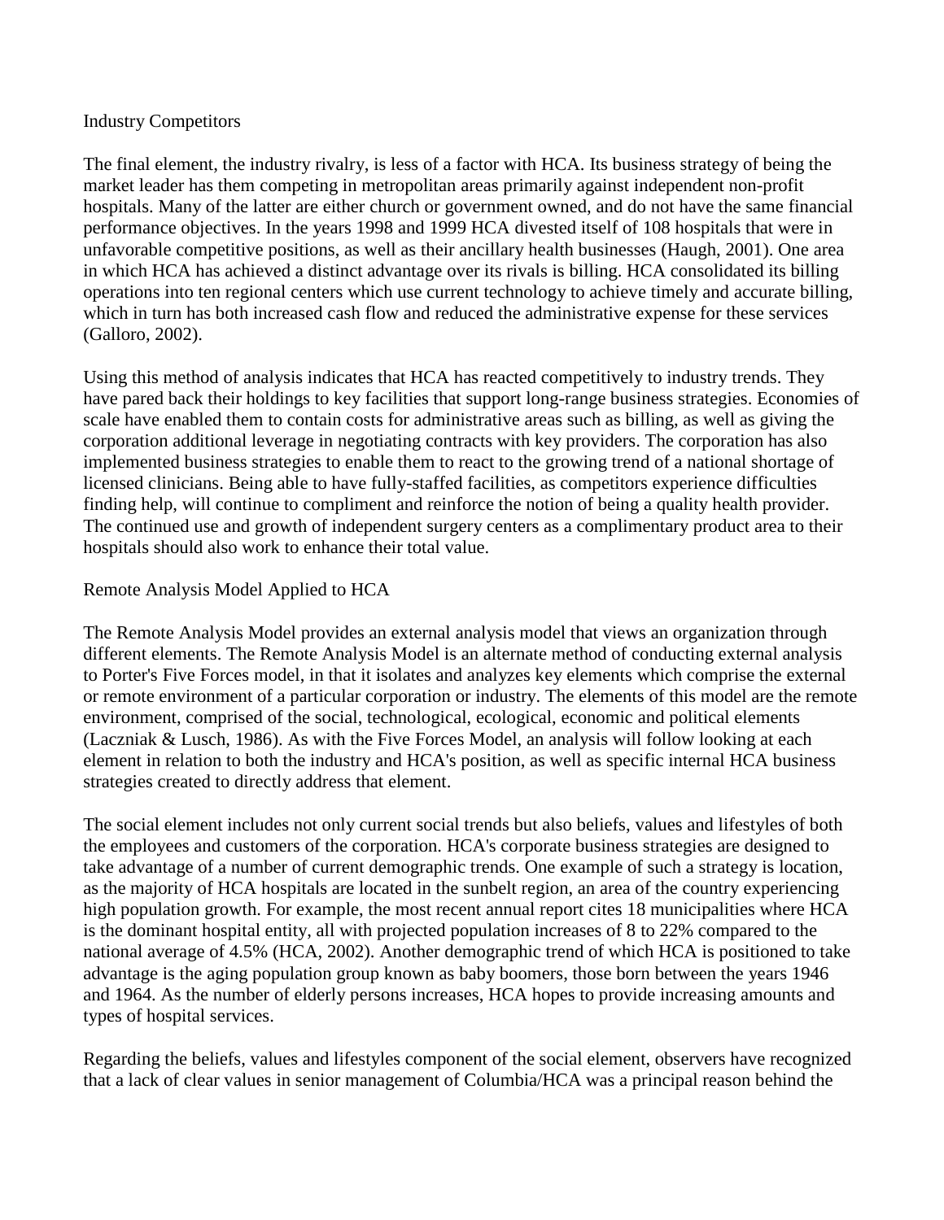## Industry Competitors

The final element, the industry rivalry, is less of a factor with HCA. Its business strategy of being the market leader has them competing in metropolitan areas primarily against independent non-profit hospitals. Many of the latter are either church or government owned, and do not have the same financial performance objectives. In the years 1998 and 1999 HCA divested itself of 108 hospitals that were in unfavorable competitive positions, as well as their ancillary health businesses (Haugh, 2001). One area in which HCA has achieved a distinct advantage over its rivals is billing. HCA consolidated its billing operations into ten regional centers which use current technology to achieve timely and accurate billing, which in turn has both increased cash flow and reduced the administrative expense for these services (Galloro, 2002).

Using this method of analysis indicates that HCA has reacted competitively to industry trends. They have pared back their holdings to key facilities that support long-range business strategies. Economies of scale have enabled them to contain costs for administrative areas such as billing, as well as giving the corporation additional leverage in negotiating contracts with key providers. The corporation has also implemented business strategies to enable them to react to the growing trend of a national shortage of licensed clinicians. Being able to have fully-staffed facilities, as competitors experience difficulties finding help, will continue to compliment and reinforce the notion of being a quality health provider. The continued use and growth of independent surgery centers as a complimentary product area to their hospitals should also work to enhance their total value.

## Remote Analysis Model Applied to HCA

The Remote Analysis Model provides an external analysis model that views an organization through different elements. The Remote Analysis Model is an alternate method of conducting external analysis to Porter's Five Forces model, in that it isolates and analyzes key elements which comprise the external or remote environment of a particular corporation or industry. The elements of this model are the remote environment, comprised of the social, technological, ecological, economic and political elements (Laczniak & Lusch, 1986). As with the Five Forces Model, an analysis will follow looking at each element in relation to both the industry and HCA's position, as well as specific internal HCA business strategies created to directly address that element.

The social element includes not only current social trends but also beliefs, values and lifestyles of both the employees and customers of the corporation. HCA's corporate business strategies are designed to take advantage of a number of current demographic trends. One example of such a strategy is location, as the majority of HCA hospitals are located in the sunbelt region, an area of the country experiencing high population growth. For example, the most recent annual report cites 18 municipalities where HCA is the dominant hospital entity, all with projected population increases of 8 to 22% compared to the national average of 4.5% (HCA, 2002). Another demographic trend of which HCA is positioned to take advantage is the aging population group known as baby boomers, those born between the years 1946 and 1964. As the number of elderly persons increases, HCA hopes to provide increasing amounts and types of hospital services.

Regarding the beliefs, values and lifestyles component of the social element, observers have recognized that a lack of clear values in senior management of Columbia/HCA was a principal reason behind the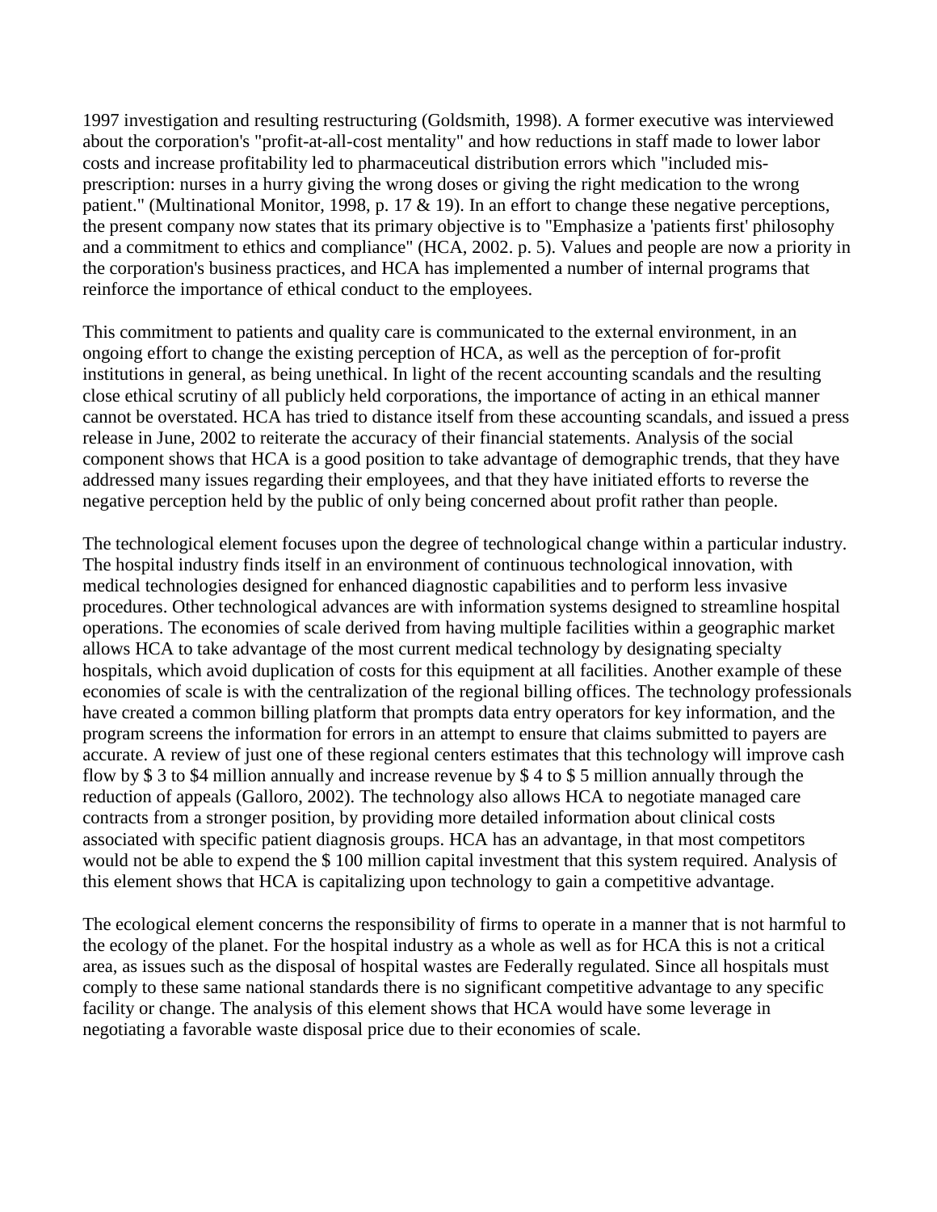1997 investigation and resulting restructuring (Goldsmith, 1998). A former executive was interviewed about the corporation's "profit-at-all-cost mentality" and how reductions in staff made to lower labor costs and increase profitability led to pharmaceutical distribution errors which "included mis-prescription: nurses in a hurry giving the wrong doses or giving the right medication to the wrong patient." (Multinational Monitor, 1998, p. 17 & 19). In an effort to change these negative perceptions, the present company now states that its primary objective is to "Emphasize a 'patients first' philosophy and a commitment to ethics and compliance" (HCA, 2002. p. 5). Values and people are now a priority in the corporation's business practices, and HCA has implemented a number of internal programs that reinforce the importance of ethical conduct to the employees.

This commitment to patients and quality care is communicated to the external environment, in an ongoing effort to change the existing perception of HCA, as well as the perception of for-profit institutions in general, as being unethical. In light of the recent accounting scandals and the resulting close ethical scrutiny of all publicly held corporations, the importance of acting in an ethical manner cannot be overstated. HCA has tried to distance itself from these accounting scandals, and issued a press release in June, 2002 to reiterate the accuracy of their financial statements. Analysis of the social component shows that HCA is a good position to take advantage of demographic trends, that they have addressed many issues regarding their employees, and that they have initiated efforts to reverse the negative perception held by the public of only being concerned about profit rather than people.

The technological element focuses upon the degree of technological change within a particular industry. The hospital industry finds itself in an environment of continuous technological innovation, with medical technologies designed for enhanced diagnostic capabilities and to perform less invasive procedures. Other technological advances are with information systems designed to streamline hospital operations. The economies of scale derived from having multiple facilities within a geographic market allows HCA to take advantage of the most current medical technology by designating specialty hospitals, which avoid duplication of costs for this equipment at all facilities. Another example of these economies of scale is with the centralization of the regional billing offices. The technology professionals have created a common billing platform that prompts data entry operators for key information, and the program screens the information for errors in an attempt to ensure that claims submitted to payers are accurate. A review of just one of these regional centers estimates that this technology will improve cash flow by $ 3 to $4 million annually and increase revenue by $ 4 to $ 5 million annually through the reduction of appeals (Galloro, 2002). The technology also allows HCA to negotiate managed care contracts from a stronger position, by providing more detailed information about clinical costs associated with specific patient diagnosis groups. HCA has an advantage, in that most competitors would not be able to expend the $ 100 million capital investment that this system required. Analysis of this element shows that HCA is capitalizing upon technology to gain a competitive advantage.

The ecological element concerns the responsibility of firms to operate in a manner that is not harmful to the ecology of the planet. For the hospital industry as a whole as well as for HCA this is not a critical area, as issues such as the disposal of hospital wastes are Federally regulated. Since all hospitals must comply to these same national standards there is no significant competitive advantage to any specific facility or change. The analysis of this element shows that HCA would have some leverage in negotiating a favorable waste disposal price due to their economies of scale.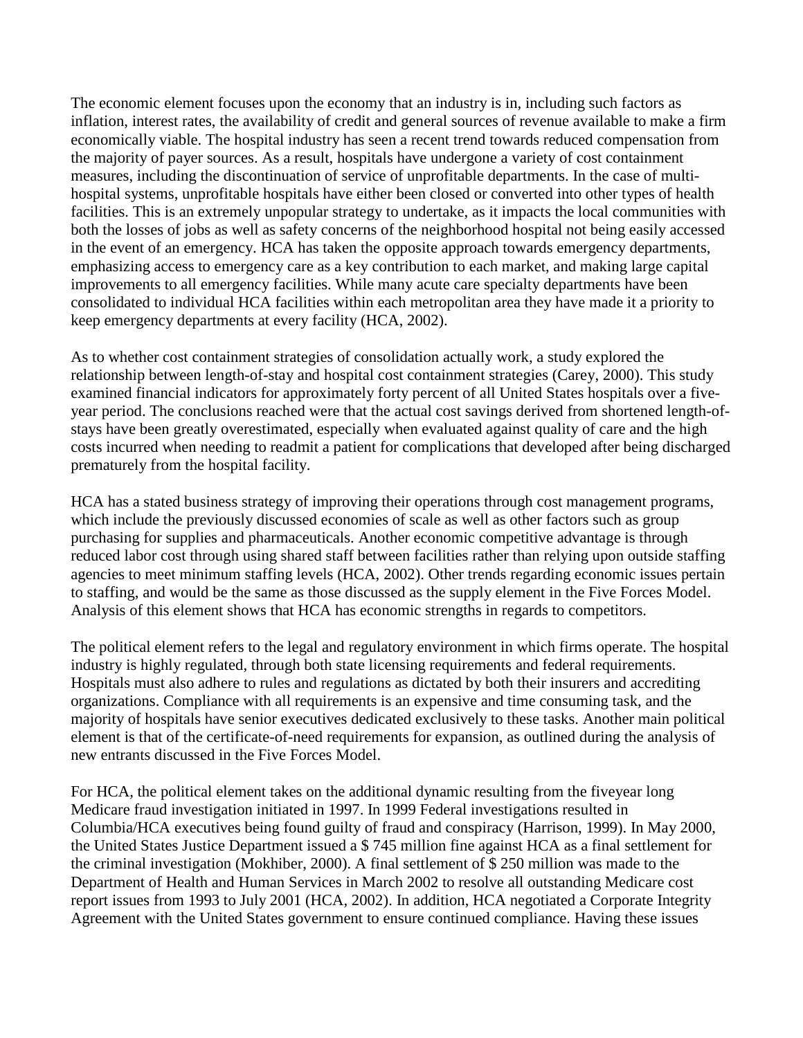The economic element focuses upon the economy that an industry is in, including such factors as inflation, interest rates, the availability of credit and general sources of revenue available to make a firm economically viable. The hospital industry has seen a recent trend towards reduced compensation from the majority of payer sources. As a result, hospitals have undergone a variety of cost containment measures, including the discontinuation of service of unprofitable departments. In the case of multi-hospital systems, unprofitable hospitals have either been closed or converted into other types of health facilities. This is an extremely unpopular strategy to undertake, as it impacts the local communities with both the losses of jobs as well as safety concerns of the neighborhood hospital not being easily accessed in the event of an emergency. HCA has taken the opposite approach towards emergency departments, emphasizing access to emergency care as a key contribution to each market, and making large capital improvements to all emergency facilities. While many acute care specialty departments have been consolidated to individual HCA facilities within each metropolitan area they have made it a priority to keep emergency departments at every facility (HCA, 2002).

As to whether cost containment strategies of consolidation actually work, a study explored the relationship between length-of-stay and hospital cost containment strategies (Carey, 2000). This study examined financial indicators for approximately forty percent of all United States hospitals over a five-year period. The conclusions reached were that the actual cost savings derived from shortened length-of-stays have been greatly overestimated, especially when evaluated against quality of care and the high costs incurred when needing to readmit a patient for complications that developed after being discharged prematurely from the hospital facility.

HCA has a stated business strategy of improving their operations through cost management programs, which include the previously discussed economies of scale as well as other factors such as group purchasing for supplies and pharmaceuticals. Another economic competitive advantage is through reduced labor cost through using shared staff between facilities rather than relying upon outside staffing agencies to meet minimum staffing levels (HCA, 2002). Other trends regarding economic issues pertain to staffing, and would be the same as those discussed as the supply element in the Five Forces Model. Analysis of this element shows that HCA has economic strengths in regards to competitors.

The political element refers to the legal and regulatory environment in which firms operate. The hospital industry is highly regulated, through both state licensing requirements and federal requirements. Hospitals must also adhere to rules and regulations as dictated by both their insurers and accrediting organizations. Compliance with all requirements is an expensive and time consuming task, and the majority of hospitals have senior executives dedicated exclusively to these tasks. Another main political element is that of the certificate-of-need requirements for expansion, as outlined during the analysis of new entrants discussed in the Five Forces Model.

For HCA, the political element takes on the additional dynamic resulting from the fiveyear long Medicare fraud investigation initiated in 1997. In 1999 Federal investigations resulted in Columbia/HCA executives being found guilty of fraud and conspiracy (Harrison, 1999). In May 2000, the United States Justice Department issued a $ 745 million fine against HCA as a final settlement for the criminal investigation (Mokhiber, 2000). A final settlement of $ 250 million was made to the Department of Health and Human Services in March 2002 to resolve all outstanding Medicare cost report issues from 1993 to July 2001 (HCA, 2002). In addition, HCA negotiated a Corporate Integrity Agreement with the United States government to ensure continued compliance. Having these issues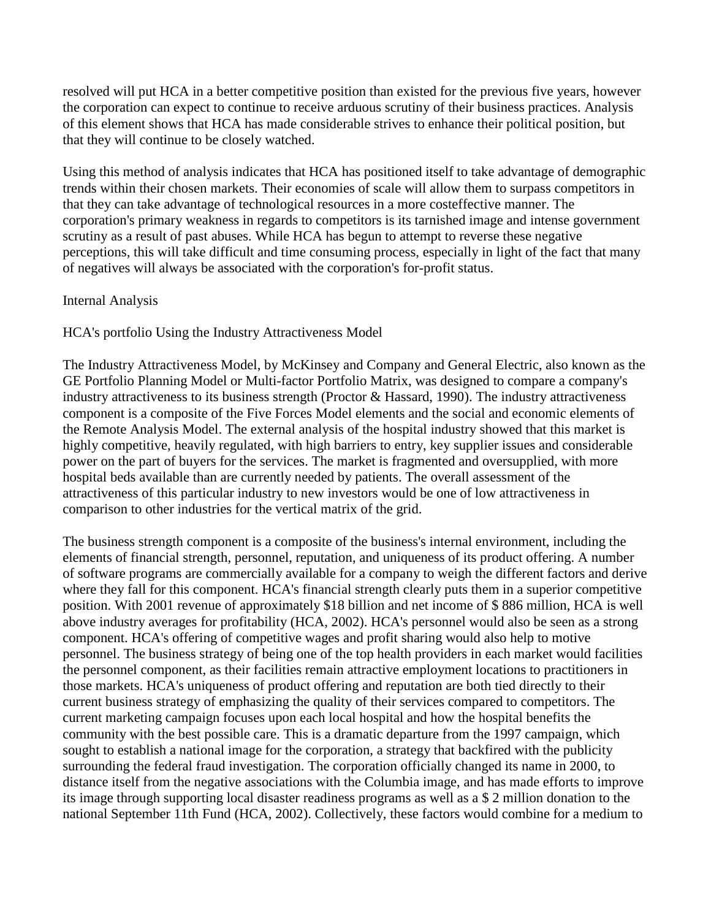resolved will put HCA in a better competitive position than existed for the previous five years, however the corporation can expect to continue to receive arduous scrutiny of their business practices. Analysis of this element shows that HCA has made considerable strives to enhance their political position, but that they will continue to be closely watched.

Using this method of analysis indicates that HCA has positioned itself to take advantage of demographic trends within their chosen markets. Their economies of scale will allow them to surpass competitors in that they can take advantage of technological resources in a more costeffective manner. The corporation's primary weakness in regards to competitors is its tarnished image and intense government scrutiny as a result of past abuses. While HCA has begun to attempt to reverse these negative perceptions, this will take difficult and time consuming process, especially in light of the fact that many of negatives will always be associated with the corporation's for-profit status.

## Internal Analysis

### HCA's portfolio Using the Industry Attractiveness Model

The Industry Attractiveness Model, by McKinsey and Company and General Electric, also known as the GE Portfolio Planning Model or Multi-factor Portfolio Matrix, was designed to compare a company's industry attractiveness to its business strength (Proctor & Hassard, 1990). The industry attractiveness component is a composite of the Five Forces Model elements and the social and economic elements of the Remote Analysis Model. The external analysis of the hospital industry showed that this market is highly competitive, heavily regulated, with high barriers to entry, key supplier issues and considerable power on the part of buyers for the services. The market is fragmented and oversupplied, with more hospital beds available than are currently needed by patients. The overall assessment of the attractiveness of this particular industry to new investors would be one of low attractiveness in comparison to other industries for the vertical matrix of the grid.

The business strength component is a composite of the business's internal environment, including the elements of financial strength, personnel, reputation, and uniqueness of its product offering. A number of software programs are commercially available for a company to weigh the different factors and derive where they fall for this component. HCA's financial strength clearly puts them in a superior competitive position. With 2001 revenue of approximately $18 billion and net income of $ 886 million, HCA is well above industry averages for profitability (HCA, 2002). HCA's personnel would also be seen as a strong component. HCA's offering of competitive wages and profit sharing would also help to motive personnel. The business strategy of being one of the top health providers in each market would facilities the personnel component, as their facilities remain attractive employment locations to practitioners in those markets. HCA's uniqueness of product offering and reputation are both tied directly to their current business strategy of emphasizing the quality of their services compared to competitors. The current marketing campaign focuses upon each local hospital and how the hospital benefits the community with the best possible care. This is a dramatic departure from the 1997 campaign, which sought to establish a national image for the corporation, a strategy that backfired with the publicity surrounding the federal fraud investigation. The corporation officially changed its name in 2000, to distance itself from the negative associations with the Columbia image, and has made efforts to improve its image through supporting local disaster readiness programs as well as a $ 2 million donation to the national September 11th Fund (HCA, 2002). Collectively, these factors would combine for a medium to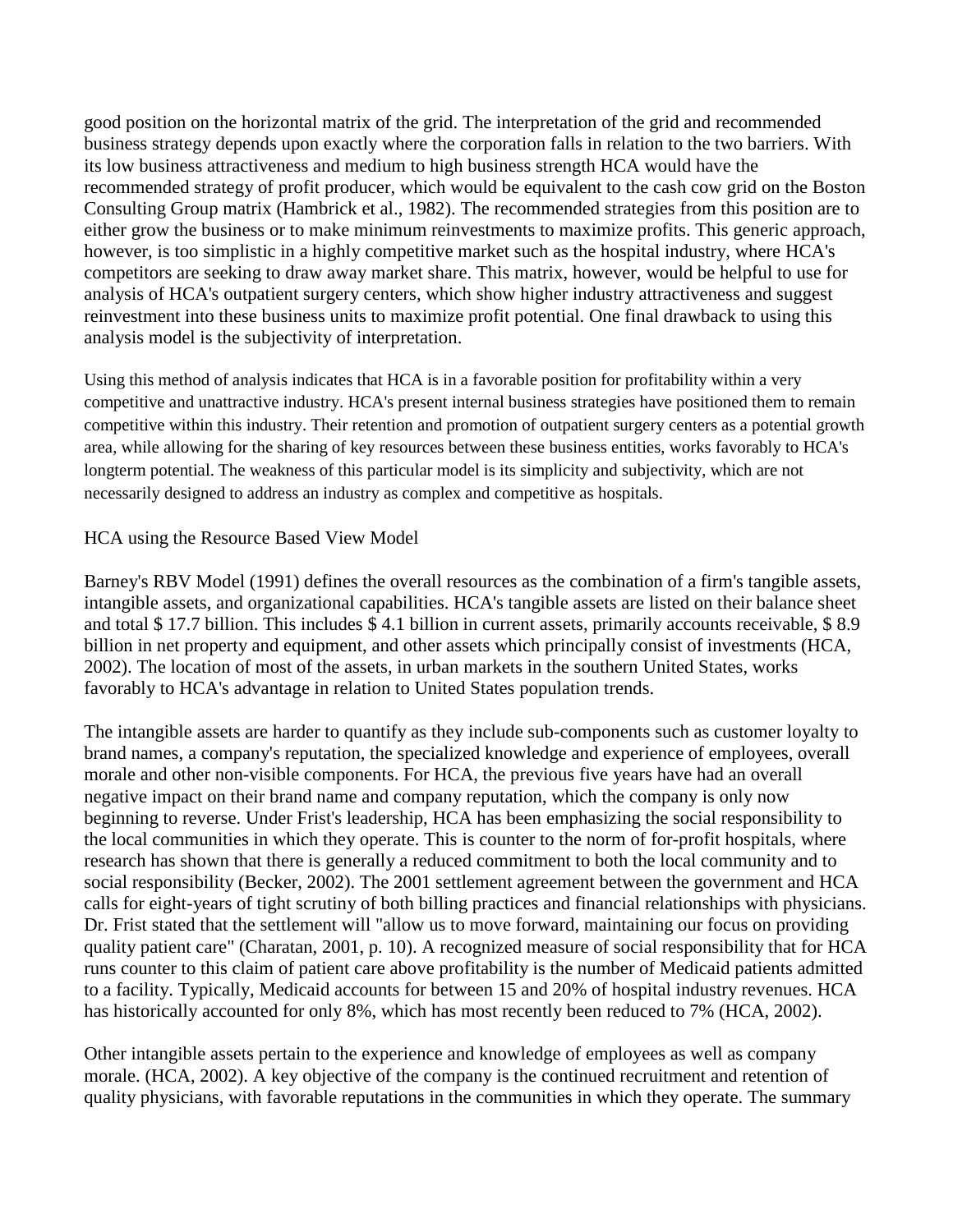good position on the horizontal matrix of the grid. The interpretation of the grid and recommended business strategy depends upon exactly where the corporation falls in relation to the two barriers. With its low business attractiveness and medium to high business strength HCA would have the recommended strategy of profit producer, which would be equivalent to the cash cow grid on the Boston Consulting Group matrix (Hambrick et al., 1982). The recommended strategies from this position are to either grow the business or to make minimum reinvestments to maximize profits. This generic approach, however, is too simplistic in a highly competitive market such as the hospital industry, where HCA's competitors are seeking to draw away market share. This matrix, however, would be helpful to use for analysis of HCA's outpatient surgery centers, which show higher industry attractiveness and suggest reinvestment into these business units to maximize profit potential. One final drawback to using this analysis model is the subjectivity of interpretation.

Using this method of analysis indicates that HCA is in a favorable position for profitability within a very competitive and unattractive industry. HCA's present internal business strategies have positioned them to remain competitive within this industry. Their retention and promotion of outpatient surgery centers as a potential growth area, while allowing for the sharing of key resources between these business entities, works favorably to HCA's longterm potential. The weakness of this particular model is its simplicity and subjectivity, which are not necessarily designed to address an industry as complex and competitive as hospitals.

## HCA using the Resource Based View Model

Barney's RBV Model (1991) defines the overall resources as the combination of a firm's tangible assets, intangible assets, and organizational capabilities. HCA's tangible assets are listed on their balance sheet and total $ 17.7 billion. This includes $ 4.1 billion in current assets, primarily accounts receivable, $ 8.9 billion in net property and equipment, and other assets which principally consist of investments (HCA, 2002). The location of most of the assets, in urban markets in the southern United States, works favorably to HCA's advantage in relation to United States population trends.

The intangible assets are harder to quantify as they include sub-components such as customer loyalty to brand names, a company's reputation, the specialized knowledge and experience of employees, overall morale and other non-visible components. For HCA, the previous five years have had an overall negative impact on their brand name and company reputation, which the company is only now beginning to reverse. Under Frist's leadership, HCA has been emphasizing the social responsibility to the local communities in which they operate. This is counter to the norm of for-profit hospitals, where research has shown that there is generally a reduced commitment to both the local community and to social responsibility (Becker, 2002). The 2001 settlement agreement between the government and HCA calls for eight-years of tight scrutiny of both billing practices and financial relationships with physicians. Dr. Frist stated that the settlement will "allow us to move forward, maintaining our focus on providing quality patient care" (Charatan, 2001, p. 10). A recognized measure of social responsibility that for HCA runs counter to this claim of patient care above profitability is the number of Medicaid patients admitted to a facility. Typically, Medicaid accounts for between 15 and 20% of hospital industry revenues. HCA has historically accounted for only 8%, which has most recently been reduced to 7% (HCA, 2002).

Other intangible assets pertain to the experience and knowledge of employees as well as company morale. (HCA, 2002). A key objective of the company is the continued recruitment and retention of quality physicians, with favorable reputations in the communities in which they operate. The summary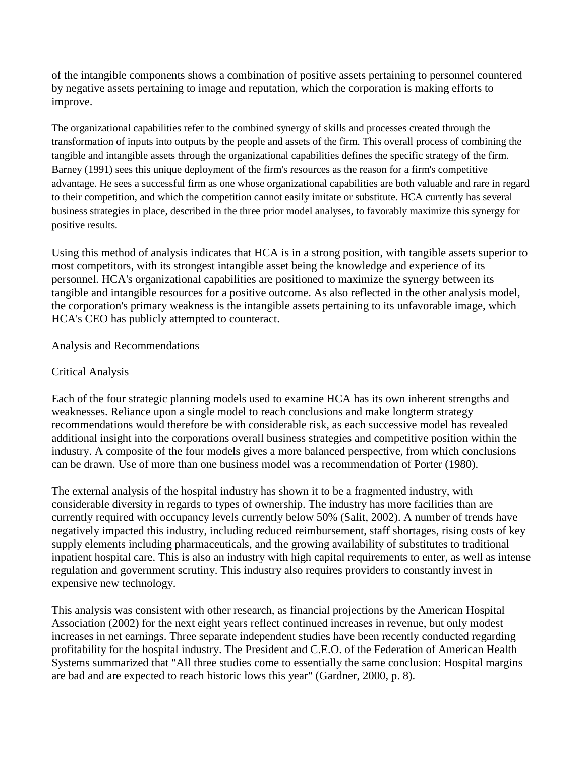of the intangible components shows a combination of positive assets pertaining to personnel countered by negative assets pertaining to image and reputation, which the corporation is making efforts to improve.

The organizational capabilities refer to the combined synergy of skills and processes created through the transformation of inputs into outputs by the people and assets of the firm. This overall process of combining the tangible and intangible assets through the organizational capabilities defines the specific strategy of the firm. Barney (1991) sees this unique deployment of the firm's resources as the reason for a firm's competitive advantage. He sees a successful firm as one whose organizational capabilities are both valuable and rare in regard to their competition, and which the competition cannot easily imitate or substitute. HCA currently has several business strategies in place, described in the three prior model analyses, to favorably maximize this synergy for positive results.

Using this method of analysis indicates that HCA is in a strong position, with tangible assets superior to most competitors, with its strongest intangible asset being the knowledge and experience of its personnel. HCA's organizational capabilities are positioned to maximize the synergy between its tangible and intangible resources for a positive outcome. As also reflected in the other analysis model, the corporation's primary weakness is the intangible assets pertaining to its unfavorable image, which HCA's CEO has publicly attempted to counteract.

## Analysis and Recommendations

### Critical Analysis

Each of the four strategic planning models used to examine HCA has its own inherent strengths and weaknesses. Reliance upon a single model to reach conclusions and make longterm strategy recommendations would therefore be with considerable risk, as each successive model has revealed additional insight into the corporations overall business strategies and competitive position within the industry. A composite of the four models gives a more balanced perspective, from which conclusions can be drawn. Use of more than one business model was a recommendation of Porter (1980).

The external analysis of the hospital industry has shown it to be a fragmented industry, with considerable diversity in regards to types of ownership. The industry has more facilities than are currently required with occupancy levels currently below 50% (Salit, 2002). A number of trends have negatively impacted this industry, including reduced reimbursement, staff shortages, rising costs of key supply elements including pharmaceuticals, and the growing availability of substitutes to traditional inpatient hospital care. This is also an industry with high capital requirements to enter, as well as intense regulation and government scrutiny. This industry also requires providers to constantly invest in expensive new technology.

This analysis was consistent with other research, as financial projections by the American Hospital Association (2002) for the next eight years reflect continued increases in revenue, but only modest increases in net earnings. Three separate independent studies have been recently conducted regarding profitability for the hospital industry. The President and C.E.O. of the Federation of American Health Systems summarized that "All three studies come to essentially the same conclusion: Hospital margins are bad and are expected to reach historic lows this year" (Gardner, 2000, p. 8).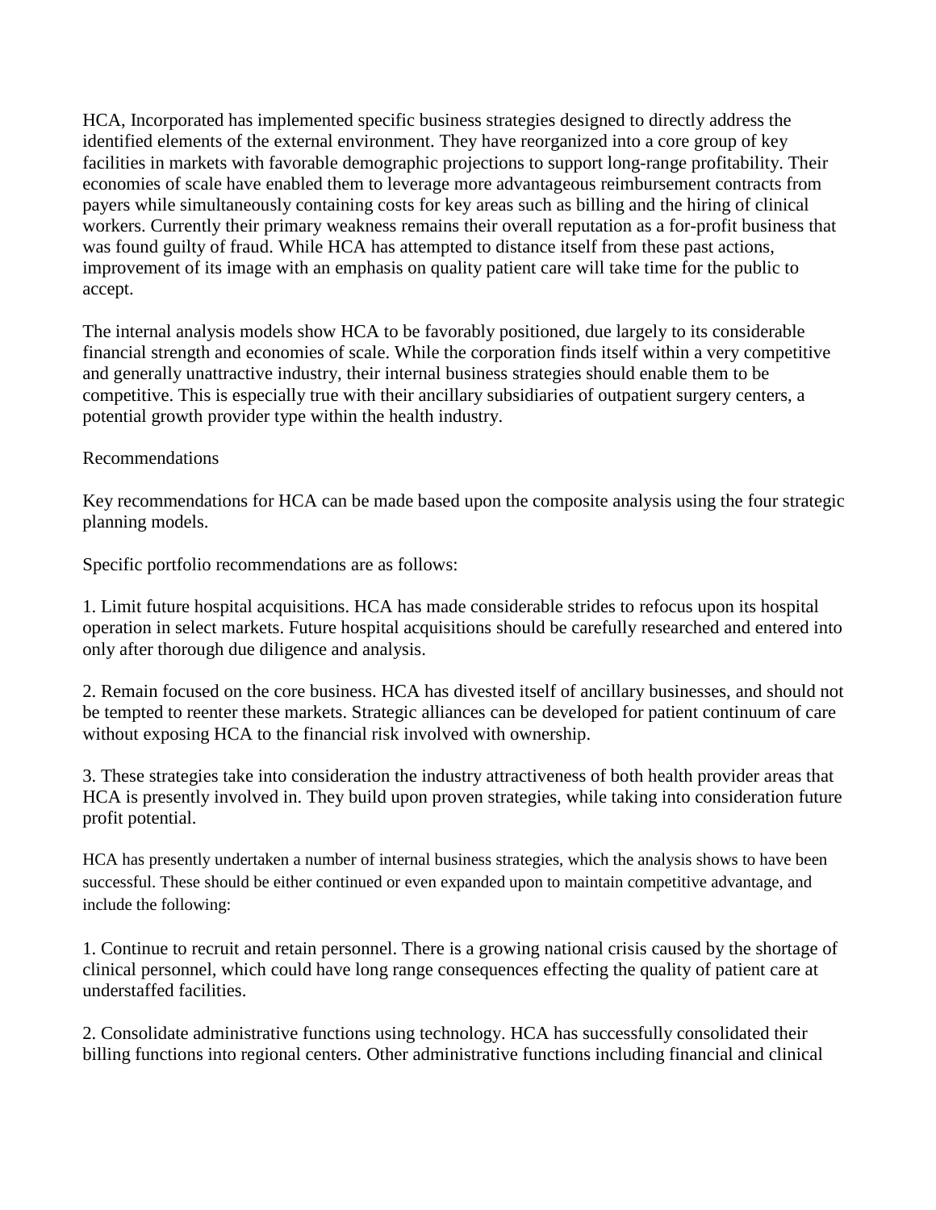HCA, Incorporated has implemented specific business strategies designed to directly address the identified elements of the external environment. They have reorganized into a core group of key facilities in markets with favorable demographic projections to support long-range profitability. Their economies of scale have enabled them to leverage more advantageous reimbursement contracts from payers while simultaneously containing costs for key areas such as billing and the hiring of clinical workers. Currently their primary weakness remains their overall reputation as a for-profit business that was found guilty of fraud. While HCA has attempted to distance itself from these past actions, improvement of its image with an emphasis on quality patient care will take time for the public to accept.

The internal analysis models show HCA to be favorably positioned, due largely to its considerable financial strength and economies of scale. While the corporation finds itself within a very competitive and generally unattractive industry, their internal business strategies should enable them to be competitive. This is especially true with their ancillary subsidiaries of outpatient surgery centers, a potential growth provider type within the health industry.

## Recommendations

Key recommendations for HCA can be made based upon the composite analysis using the four strategic planning models.

Specific portfolio recommendations are as follows:

1. Limit future hospital acquisitions. HCA has made considerable strides to refocus upon its hospital operation in select markets. Future hospital acquisitions should be carefully researched and entered into only after thorough due diligence and analysis.

2. Remain focused on the core business. HCA has divested itself of ancillary businesses, and should not be tempted to reenter these markets. Strategic alliances can be developed for patient continuum of care without exposing HCA to the financial risk involved with ownership.

3. These strategies take into consideration the industry attractiveness of both health provider areas that HCA is presently involved in. They build upon proven strategies, while taking into consideration future profit potential.

HCA has presently undertaken a number of internal business strategies, which the analysis shows to have been successful. These should be either continued or even expanded upon to maintain competitive advantage, and include the following:

1. Continue to recruit and retain personnel. There is a growing national crisis caused by the shortage of clinical personnel, which could have long range consequences effecting the quality of patient care at understaffed facilities.

2. Consolidate administrative functions using technology. HCA has successfully consolidated their billing functions into regional centers. Other administrative functions including financial and clinical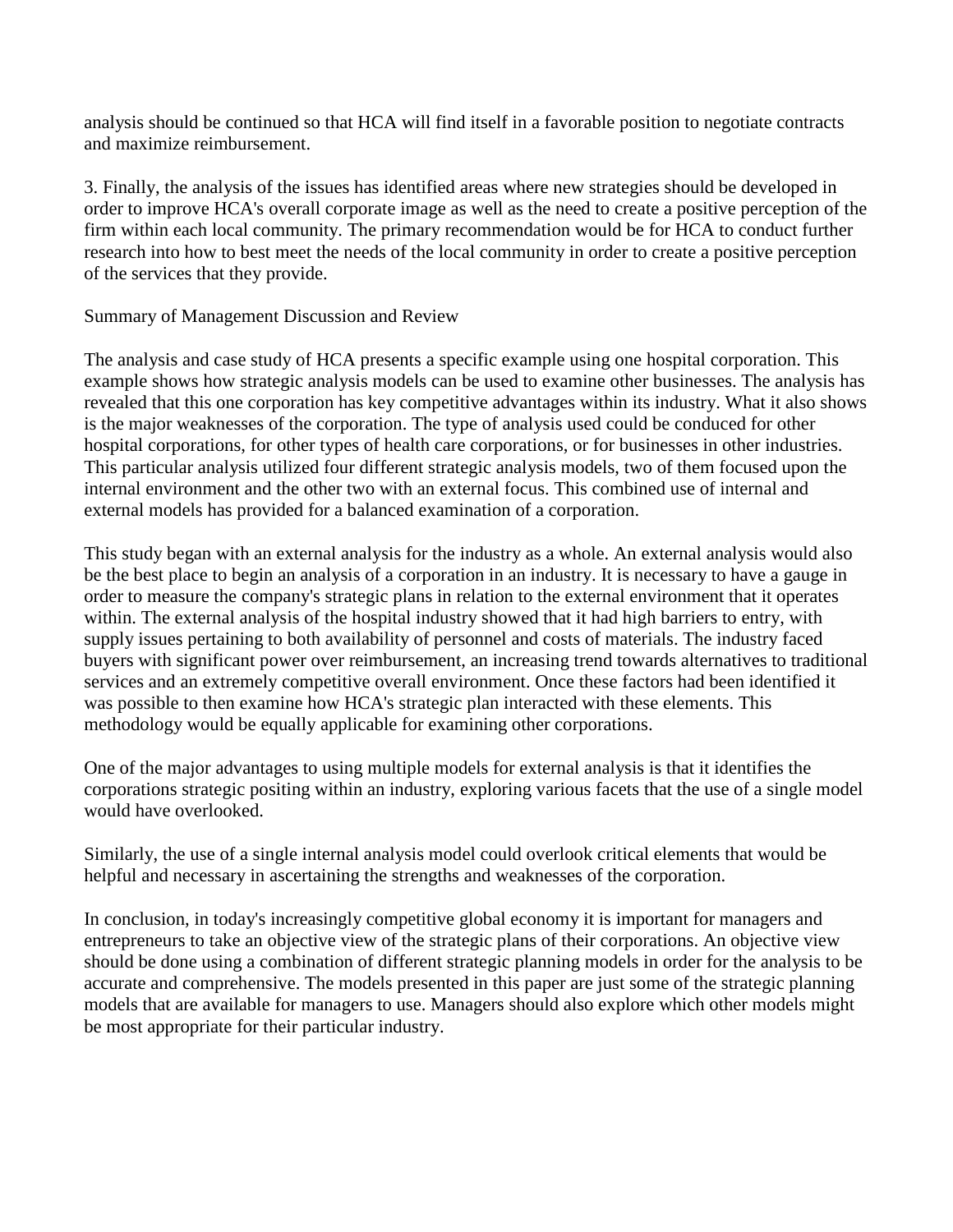analysis should be continued so that HCA will find itself in a favorable position to negotiate contracts and maximize reimbursement.

3. Finally, the analysis of the issues has identified areas where new strategies should be developed in order to improve HCA's overall corporate image as well as the need to create a positive perception of the firm within each local community. The primary recommendation would be for HCA to conduct further research into how to best meet the needs of the local community in order to create a positive perception of the services that they provide.

## Summary of Management Discussion and Review

The analysis and case study of HCA presents a specific example using one hospital corporation. This example shows how strategic analysis models can be used to examine other businesses. The analysis has revealed that this one corporation has key competitive advantages within its industry. What it also shows is the major weaknesses of the corporation. The type of analysis used could be conduced for other hospital corporations, for other types of health care corporations, or for businesses in other industries. This particular analysis utilized four different strategic analysis models, two of them focused upon the internal environment and the other two with an external focus. This combined use of internal and external models has provided for a balanced examination of a corporation.

This study began with an external analysis for the industry as a whole. An external analysis would also be the best place to begin an analysis of a corporation in an industry. It is necessary to have a gauge in order to measure the company's strategic plans in relation to the external environment that it operates within. The external analysis of the hospital industry showed that it had high barriers to entry, with supply issues pertaining to both availability of personnel and costs of materials. The industry faced buyers with significant power over reimbursement, an increasing trend towards alternatives to traditional services and an extremely competitive overall environment. Once these factors had been identified it was possible to then examine how HCA's strategic plan interacted with these elements. This methodology would be equally applicable for examining other corporations.

One of the major advantages to using multiple models for external analysis is that it identifies the corporations strategic positing within an industry, exploring various facets that the use of a single model would have overlooked.

Similarly, the use of a single internal analysis model could overlook critical elements that would be helpful and necessary in ascertaining the strengths and weaknesses of the corporation.

In conclusion, in today's increasingly competitive global economy it is important for managers and entrepreneurs to take an objective view of the strategic plans of their corporations. An objective view should be done using a combination of different strategic planning models in order for the analysis to be accurate and comprehensive. The models presented in this paper are just some of the strategic planning models that are available for managers to use. Managers should also explore which other models might be most appropriate for their particular industry.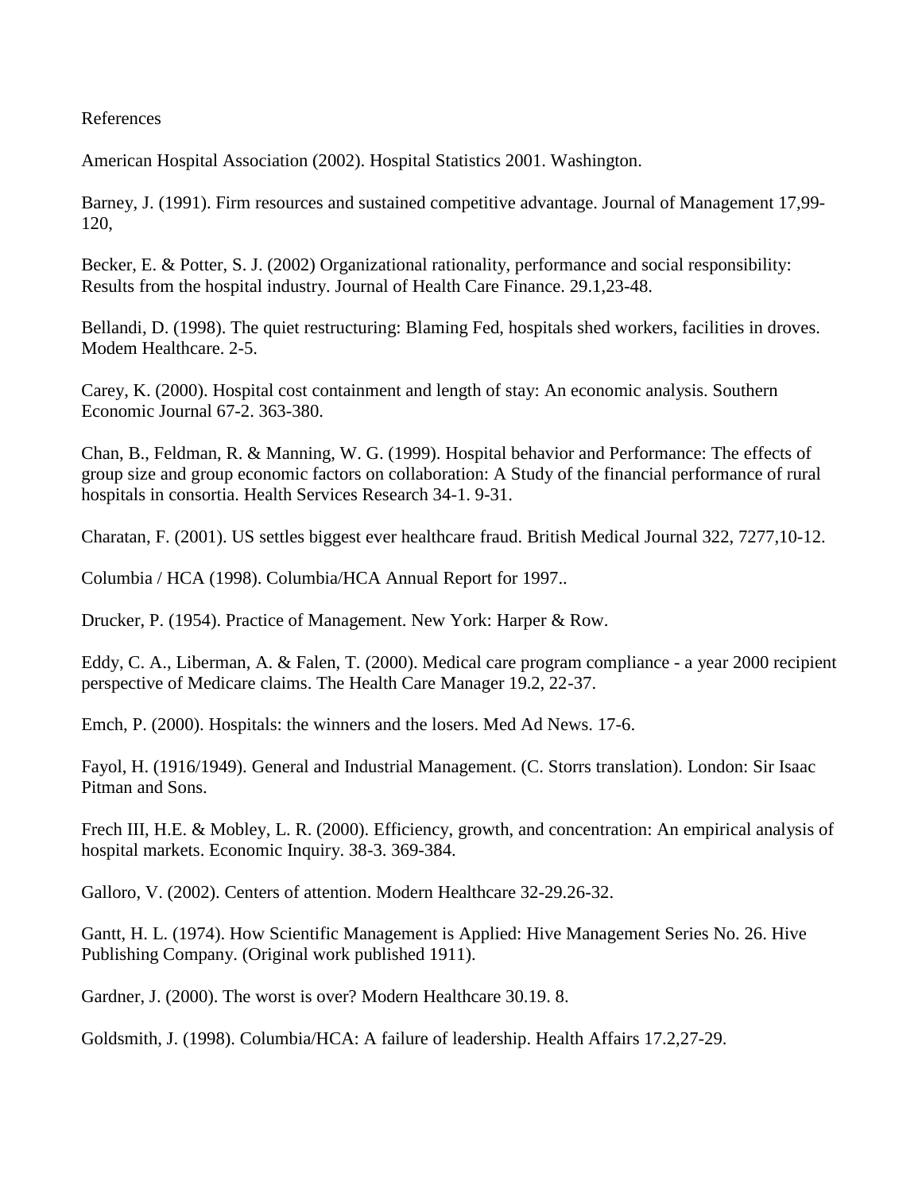References

American Hospital Association (2002). Hospital Statistics 2001. Washington.

Barney, J. (1991). Firm resources and sustained competitive advantage. Journal of Management 17,99-120,

Becker, E. & Potter, S. J. (2002) Organizational rationality, performance and social responsibility: Results from the hospital industry. Journal of Health Care Finance. 29.1,23-48.

Bellandi, D. (1998). The quiet restructuring: Blaming Fed, hospitals shed workers, facilities in droves. Modem Healthcare. 2-5.

Carey, K. (2000). Hospital cost containment and length of stay: An economic analysis. Southern Economic Journal 67-2. 363-380.

Chan, B., Feldman, R. & Manning, W. G. (1999). Hospital behavior and Performance: The effects of group size and group economic factors on collaboration: A Study of the financial performance of rural hospitals in consortia. Health Services Research 34-1. 9-31.

Charatan, F. (2001). US settles biggest ever healthcare fraud. British Medical Journal 322, 7277,10-12.

Columbia / HCA (1998). Columbia/HCA Annual Report for 1997..

Drucker, P. (1954). Practice of Management. New York: Harper & Row.

Eddy, C. A., Liberman, A. & Falen, T. (2000). Medical care program compliance - a year 2000 recipient perspective of Medicare claims. The Health Care Manager 19.2, 22-37.

Emch, P. (2000). Hospitals: the winners and the losers. Med Ad News. 17-6.

Fayol, H. (1916/1949). General and Industrial Management. (C. Storrs translation). London: Sir Isaac Pitman and Sons.

Frech III, H.E. & Mobley, L. R. (2000). Efficiency, growth, and concentration: An empirical analysis of hospital markets. Economic Inquiry. 38-3. 369-384.

Galloro, V. (2002). Centers of attention. Modern Healthcare 32-29.26-32.

Gantt, H. L. (1974). How Scientific Management is Applied: Hive Management Series No. 26. Hive Publishing Company. (Original work published 1911).

Gardner, J. (2000). The worst is over? Modern Healthcare 30.19. 8.

Goldsmith, J. (1998). Columbia/HCA: A failure of leadership. Health Affairs 17.2,27-29.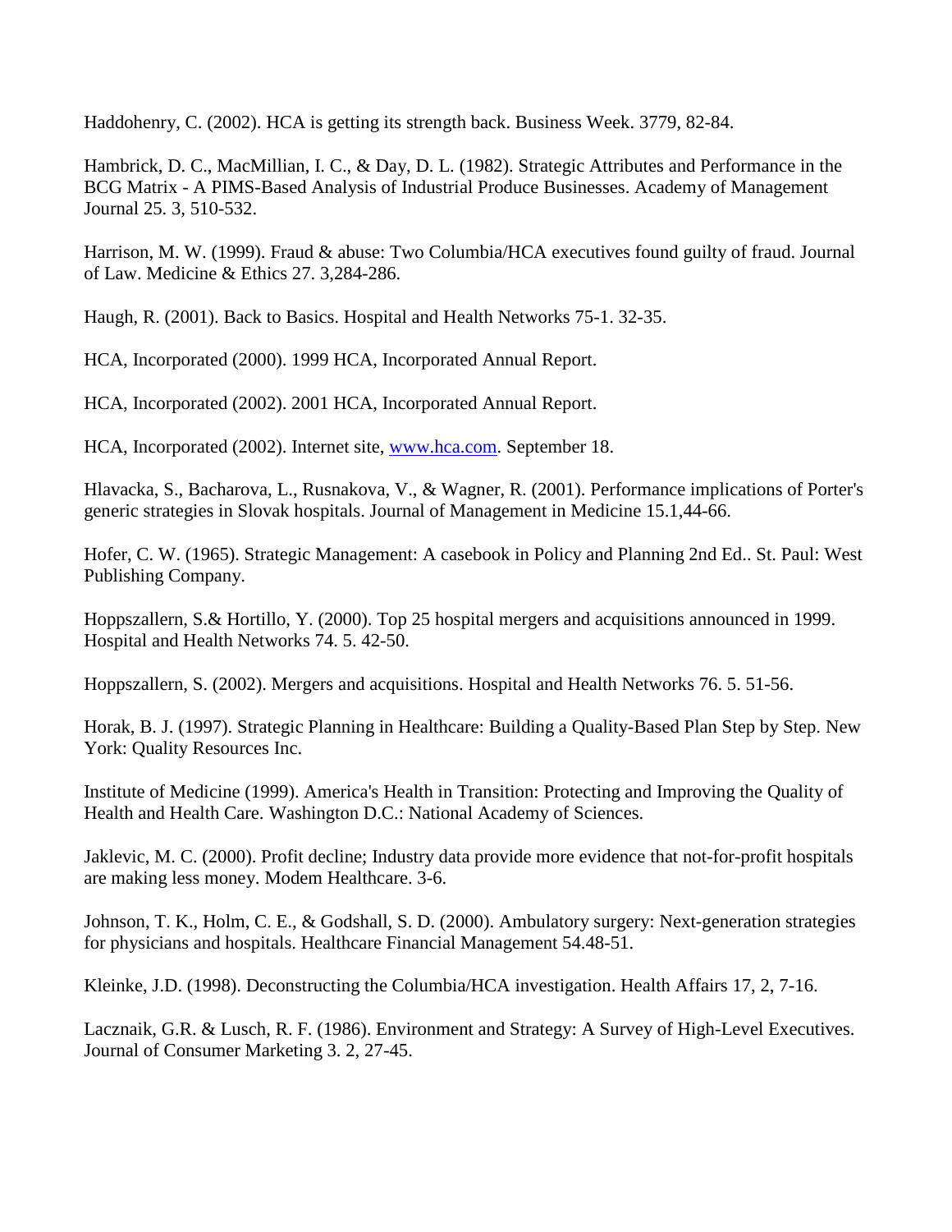Haddohenry, C. (2002). HCA is getting its strength back. Business Week. 3779, 82-84.

Hambrick, D. C., MacMillian, I. C., & Day, D. L. (1982). Strategic Attributes and Performance in the BCG Matrix - A PIMS-Based Analysis of Industrial Produce Businesses. Academy of Management Journal 25. 3, 510-532.

Harrison, M. W. (1999). Fraud & abuse: Two Columbia/HCA executives found guilty of fraud. Journal of Law. Medicine & Ethics 27. 3,284-286.

Haugh, R. (2001). Back to Basics. Hospital and Health Networks 75-1. 32-35.

HCA, Incorporated (2000). 1999 HCA, Incorporated Annual Report.

HCA, Incorporated (2002). 2001 HCA, Incorporated Annual Report.

HCA, Incorporated (2002). Internet site, [www.hca.com](http://www.hca.com). September 18.

Hlavacka, S., Bacharova, L., Rusnakova, V., & Wagner, R. (2001). Performance implications of Porter's generic strategies in Slovak hospitals. Journal of Management in Medicine 15.1,44-66.

Hofer, C. W. (1965). Strategic Management: A casebook in Policy and Planning 2nd Ed.. St. Paul: West Publishing Company.

Hoppszallern, S.& Hortillo, Y. (2000). Top 25 hospital mergers and acquisitions announced in 1999. Hospital and Health Networks 74. 5. 42-50.

Hoppszallern, S. (2002). Mergers and acquisitions. Hospital and Health Networks 76. 5. 51-56.

Horak, B. J. (1997). Strategic Planning in Healthcare: Building a Quality-Based Plan Step by Step. New York: Quality Resources Inc.

Institute of Medicine (1999). America's Health in Transition: Protecting and Improving the Quality of Health and Health Care. Washington D.C.: National Academy of Sciences.

Jaklevic, M. C. (2000). Profit decline; Industry data provide more evidence that not-for-profit hospitals are making less money. Modem Healthcare. 3-6.

Johnson, T. K., Holm, C. E., & Godshall, S. D. (2000). Ambulatory surgery: Next-generation strategies for physicians and hospitals. Healthcare Financial Management 54.48-51.

Kleinke, J.D. (1998). Deconstructing the Columbia/HCA investigation. Health Affairs 17, 2, 7-16.

Lacznaik, G.R. & Lusch, R. F. (1986). Environment and Strategy: A Survey of High-Level Executives. Journal of Consumer Marketing 3. 2, 27-45.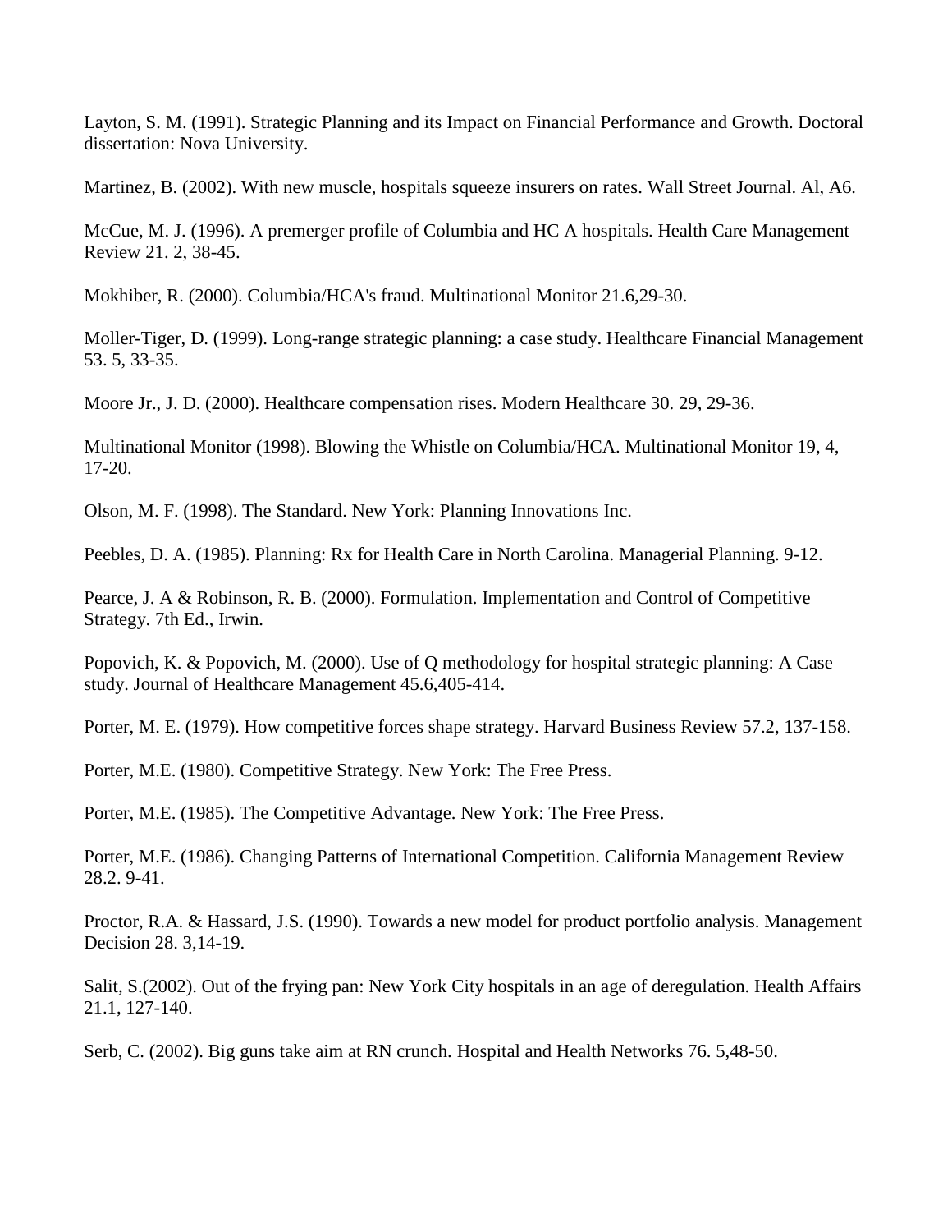Layton, S. M. (1991). Strategic Planning and its Impact on Financial Performance and Growth. Doctoral dissertation: Nova University.

Martinez, B. (2002). With new muscle, hospitals squeeze insurers on rates. Wall Street Journal. Al, A6.

McCue, M. J. (1996). A premerger profile of Columbia and HC A hospitals. Health Care Management Review 21. 2, 38-45.

Mokhiber, R. (2000). Columbia/HCA's fraud. Multinational Monitor 21.6,29-30.

Moller-Tiger, D. (1999). Long-range strategic planning: a case study. Healthcare Financial Management 53. 5, 33-35.

Moore Jr., J. D. (2000). Healthcare compensation rises. Modern Healthcare 30. 29, 29-36.

Multinational Monitor (1998). Blowing the Whistle on Columbia/HCA. Multinational Monitor 19, 4, 17-20.

Olson, M. F. (1998). The Standard. New York: Planning Innovations Inc.

Peebles, D. A. (1985). Planning: Rx for Health Care in North Carolina. Managerial Planning. 9-12.

Pearce, J. A & Robinson, R. B. (2000). Formulation. Implementation and Control of Competitive Strategy. 7th Ed., Irwin.

Popovich, K. & Popovich, M. (2000). Use of Q methodology for hospital strategic planning: A Case study. Journal of Healthcare Management 45.6,405-414.

Porter, M. E. (1979). How competitive forces shape strategy. Harvard Business Review 57.2, 137-158.

Porter, M.E. (1980). Competitive Strategy. New York: The Free Press.

Porter, M.E. (1985). The Competitive Advantage. New York: The Free Press.

Porter, M.E. (1986). Changing Patterns of International Competition. California Management Review 28.2. 9-41.

Proctor, R.A. & Hassard, J.S. (1990). Towards a new model for product portfolio analysis. Management Decision 28. 3,14-19.

Salit, S.(2002). Out of the frying pan: New York City hospitals in an age of deregulation. Health Affairs 21.1, 127-140.

Serb, C. (2002). Big guns take aim at RN crunch. Hospital and Health Networks 76. 5,48-50.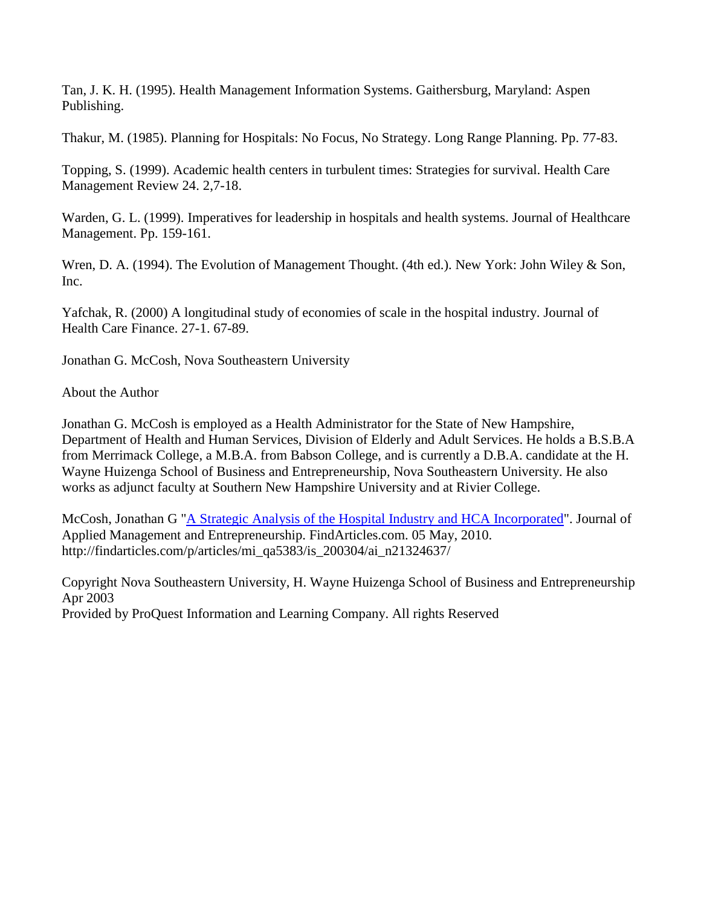Tan, J. K. H. (1995). Health Management Information Systems. Gaithersburg, Maryland: Aspen Publishing.

Thakur, M. (1985). Planning for Hospitals: No Focus, No Strategy. Long Range Planning. Pp. 77-83.

Topping, S. (1999). Academic health centers in turbulent times: Strategies for survival. Health Care Management Review 24. 2,7-18.

Warden, G. L. (1999). Imperatives for leadership in hospitals and health systems. Journal of Healthcare Management. Pp. 159-161.

Wren, D. A. (1994). The Evolution of Management Thought. (4th ed.). New York: John Wiley & Son, Inc.

Yafchak, R. (2000) A longitudinal study of economies of scale in the hospital industry. Journal of Health Care Finance. 27-1. 67-89.

Jonathan G. McCosh, Nova Southeastern University

About the Author

Jonathan G. McCosh is employed as a Health Administrator for the State of New Hampshire, Department of Health and Human Services, Division of Elderly and Adult Services. He holds a B.S.B.A from Merrimack College, a M.B.A. from Babson College, and is currently a D.B.A. candidate at the H. Wayne Huizenga School of Business and Entrepreneurship, Nova Southeastern University. He also works as adjunct faculty at Southern New Hampshire University and at Rivier College.

McCosh, Jonathan G "A Strategic Analysis of the Hospital Industry and HCA Incorporated". Journal of Applied Management and Entrepreneurship. FindArticles.com. 05 May, 2010. http://findarticles.com/p/articles/mi_qa5383/is_200304/ai_n21324637/

Copyright Nova Southeastern University, H. Wayne Huizenga School of Business and Entrepreneurship Apr 2003
Provided by ProQuest Information and Learning Company. All rights Reserved